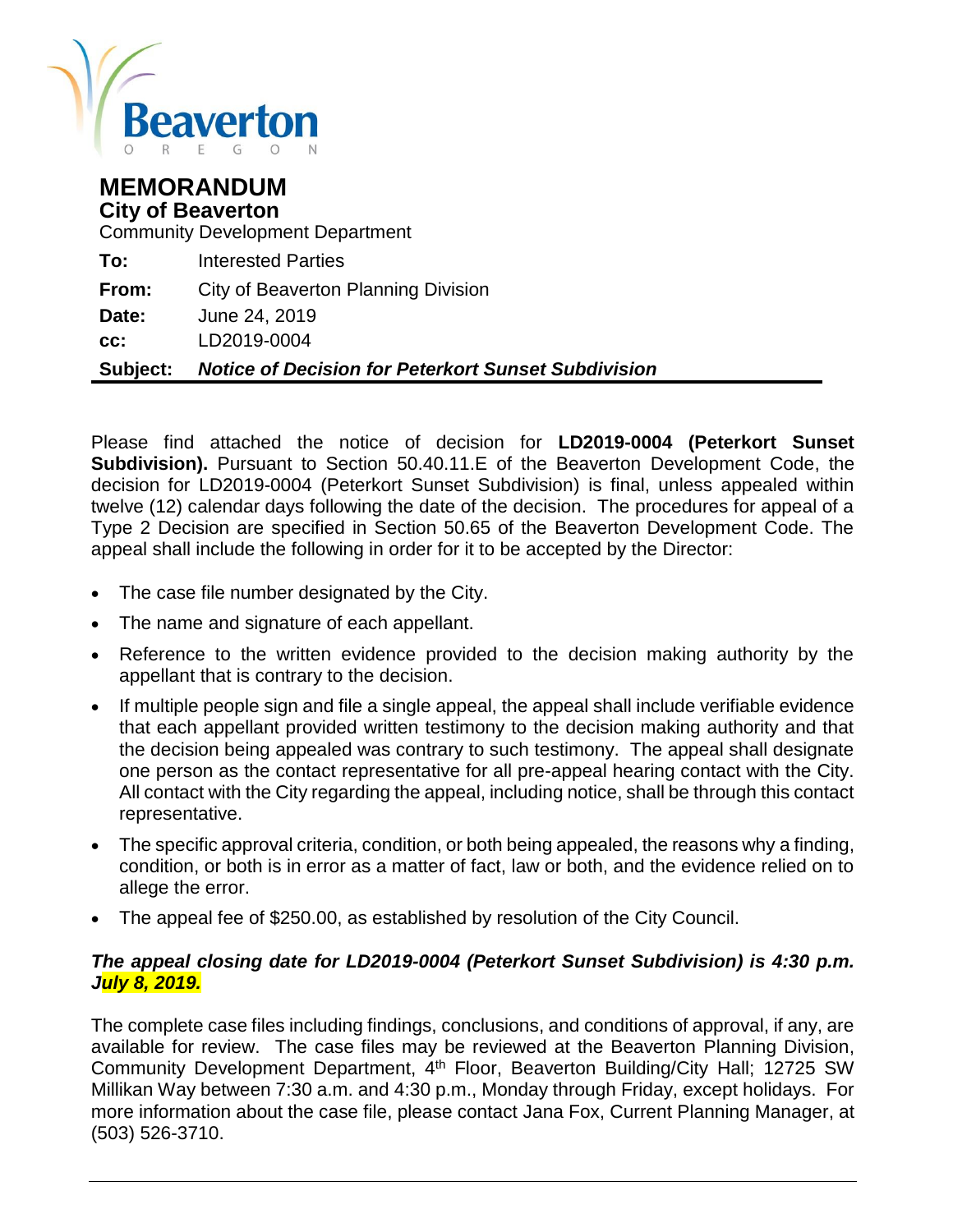Beaverton
OREGON

# MEMORANDUM

## City of Beaverton

Community Development Department

**To:** Interested Parties

**From:** City of Beaverton Planning Division

**Date:** June 24, 2019

**cc:** LD2019-0004

**Subject:** ***Notice of Decision for Peterkort Sunset Subdivision***

Please find attached the notice of decision for **LD2019-0004 (Peterkort Sunset Subdivision).** Pursuant to Section 50.40.11.E of the Beaverton Development Code, the decision for LD2019-0004 (Peterkort Sunset Subdivision) is final, unless appealed within twelve (12) calendar days following the date of the decision. The procedures for appeal of a Type 2 Decision are specified in Section 50.65 of the Beaverton Development Code. The appeal shall include the following in order for it to be accepted by the Director:

- The case file number designated by the City.
- The name and signature of each appellant.
- Reference to the written evidence provided to the decision making authority by the appellant that is contrary to the decision.
- If multiple people sign and file a single appeal, the appeal shall include verifiable evidence that each appellant provided written testimony to the decision making authority and that the decision being appealed was contrary to such testimony. The appeal shall designate one person as the contact representative for all pre-appeal hearing contact with the City. All contact with the City regarding the appeal, including notice, shall be through this contact representative.
- The specific approval criteria, condition, or both being appealed, the reasons why a finding, condition, or both is in error as a matter of fact, law or both, and the evidence relied on to allege the error.
- The appeal fee of $250.00, as established by resolution of the City Council.

***The appeal closing date for LD2019-0004 (Peterkort Sunset Subdivision) is 4:30 p.m. July 8, 2019.***

The complete case files including findings, conclusions, and conditions of approval, if any, are available for review. The case files may be reviewed at the Beaverton Planning Division, Community Development Department, 4th Floor, Beaverton Building/City Hall; 12725 SW Millikan Way between 7:30 a.m. and 4:30 p.m., Monday through Friday, except holidays. For more information about the case file, please contact Jana Fox, Current Planning Manager, at (503) 526-3710.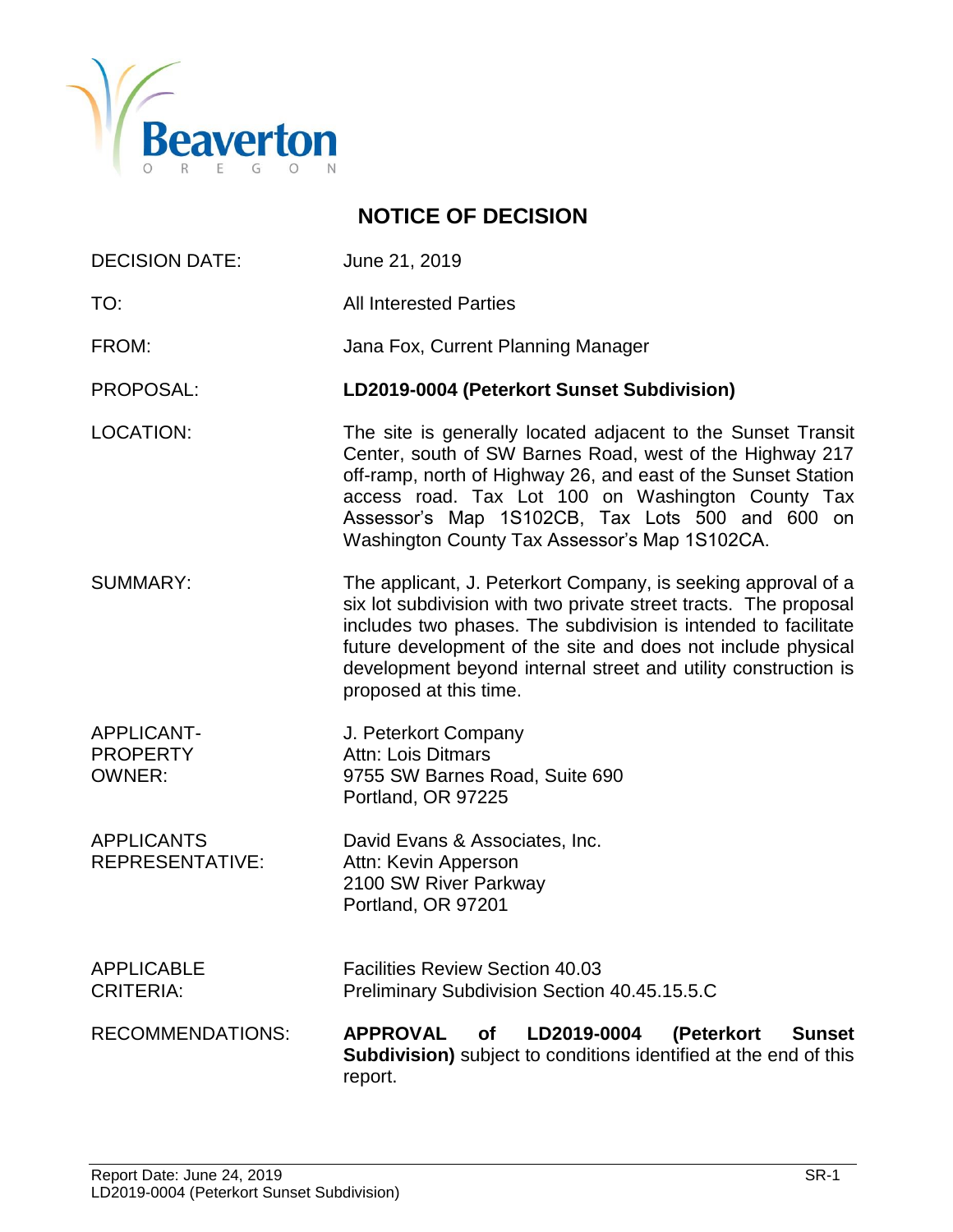# NOTICE OF DECISION

| | |
|---|---|
| DECISION DATE: | June 21, 2019 |
| TO: | All Interested Parties |
| FROM: | Jana Fox, Current Planning Manager |
| PROPOSAL: | **LD2019-0004 (Peterkort Sunset Subdivision)** |
| LOCATION: | The site is generally located adjacent to the Sunset Transit Center, south of SW Barnes Road, west of the Highway 217 off-ramp, north of Highway 26, and east of the Sunset Station access road. Tax Lot 100 on Washington County Tax Assessor's Map 1S102CB, Tax Lots 500 and 600 on Washington County Tax Assessor's Map 1S102CA. |
| SUMMARY: | The applicant, J. Peterkort Company, is seeking approval of a six lot subdivision with two private street tracts. The proposal includes two phases. The subdivision is intended to facilitate future development of the site and does not include physical development beyond internal street and utility construction is proposed at this time. |
| APPLICANT-PROPERTY OWNER: | J. Peterkort Company<br>Attn: Lois Ditmars<br>9755 SW Barnes Road, Suite 690<br>Portland, OR 97225 |
| APPLICANTS REPRESENTATIVE: | David Evans & Associates, Inc.<br>Attn: Kevin Apperson<br>2100 SW River Parkway<br>Portland, OR 97201 |
| APPLICABLE CRITERIA: | Facilities Review Section 40.03<br>Preliminary Subdivision Section 40.45.15.5.C |
| RECOMMENDATIONS: | **APPROVAL of LD2019-0004 (Peterkort Sunset Subdivision)** subject to conditions identified at the end of this report. |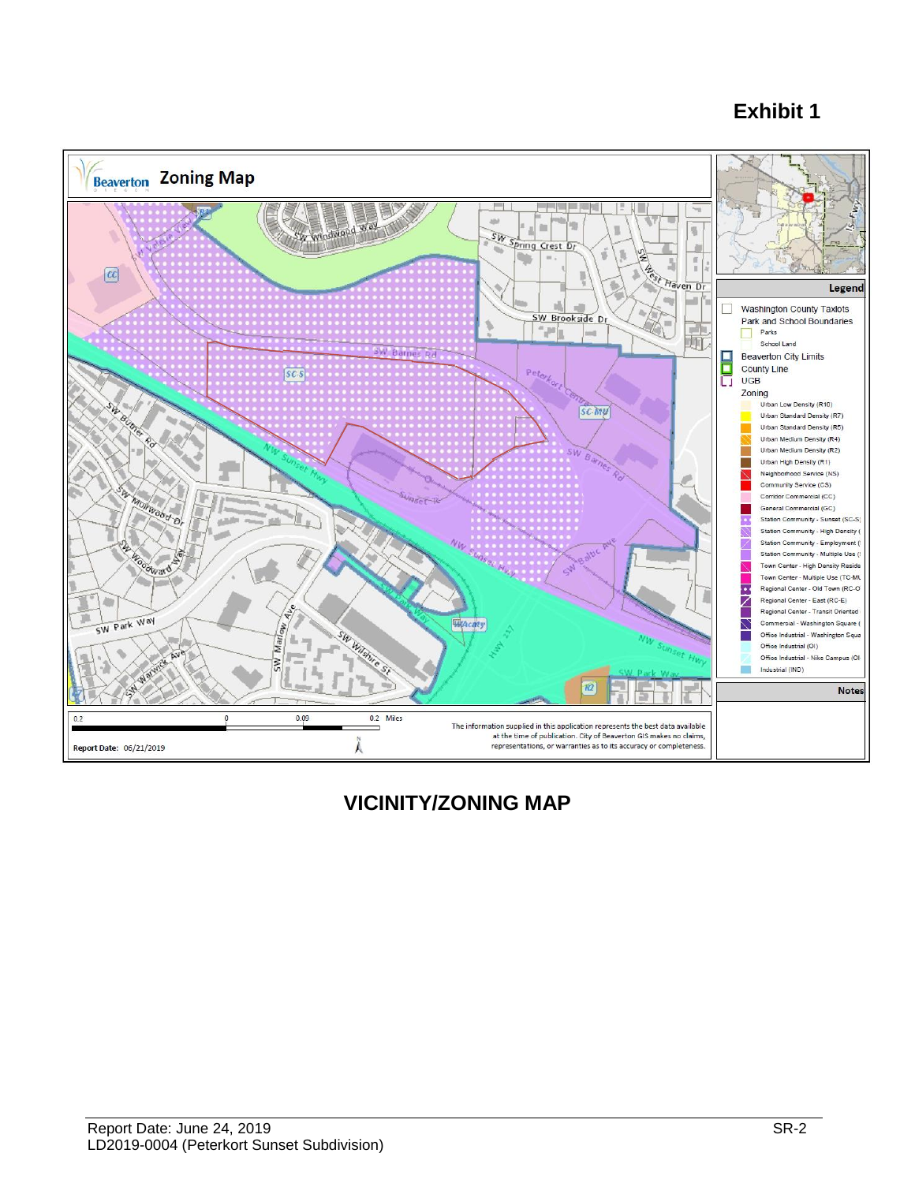# Exhibit 1

**Beaverton Zoning Map**

**Legend**

- Washington County Taxlots
- Park and School Boundaries
  - Parks
  - School Land
- Beaverton City Limits
- County Line
- UGB
- Zoning
  - Urban Low Density (R10)
  - Urban Standard Density (R7)
  - Urban Standard Density (R5)
  - Urban Medium Density (R4)
  - Urban Medium Density (R2)
  - Urban High Density (R1)
  - Neighborhood Service (NS)
  - Community Service (CS)
  - Corridor Commercial (CC)
  - General Commercial (GC)
  - Station Community - Sunset (SC-S)
  - Station Community - High Density (
  - Station Community - Employment (
  - Station Community - Multiple Use (
  - Town Center - High Density Reside
  - Town Center - Multiple Use (TC-MU
  - Regional Center - Old Town (RC-O
  - Regional Center - East (RC-E)
  - Regional Center - Transit Oriented
  - Commercial - Washington Square (
  - Office Industrial - Washington Squa
  - Office Industrial (OI)
  - Office Industrial - Nike Campus (OI
  - Industrial (IND)

**Notes**

0.2 0 0.09 0.2 Miles

The information supplied in this application represents the best data available at the time of publication. City of Beaverton GIS makes no claims, representations, or warranties as to its accuracy or completeness.

Report Date: 06/21/2019

## VICINITY/ZONING MAP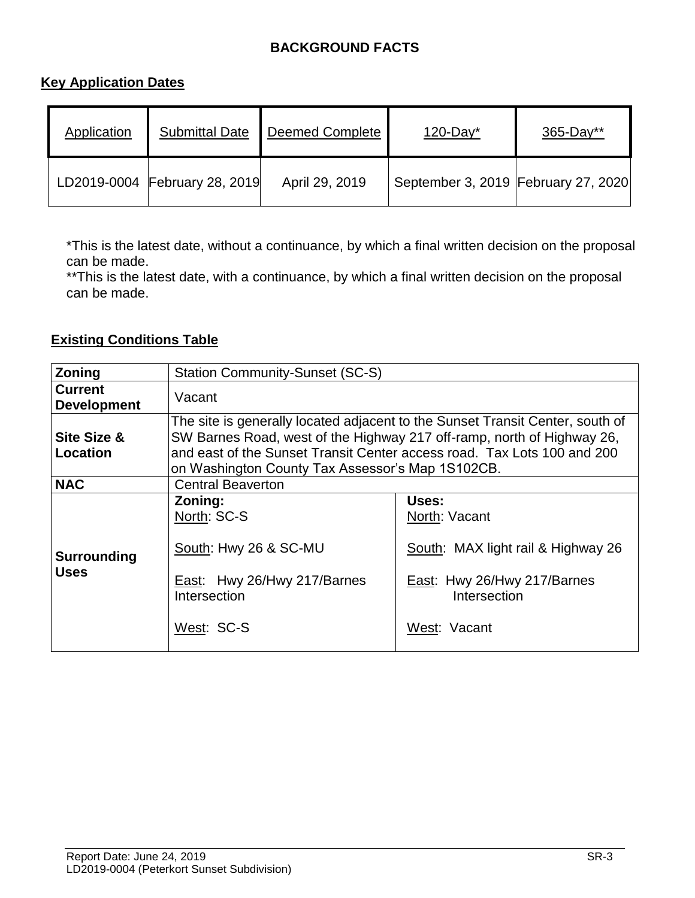## BACKGROUND FACTS

### Key Application Dates

| Application | Submittal Date | Deemed Complete | 120-Day* | 365-Day** |
|---|---|---|---|---|
| LD2019-0004 | February 28, 2019 | April 29, 2019 | September 3, 2019 | February 27, 2020 |

*This is the latest date, without a continuance, by which a final written decision on the proposal can be made.

**This is the latest date, with a continuance, by which a final written decision on the proposal can be made.

### Existing Conditions Table

| | | |
|---|---|---|
| **Zoning** | Station Community-Sunset (SC-S) | |
| **Current Development** | Vacant | |
| **Site Size & Location** | The site is generally located adjacent to the Sunset Transit Center, south of SW Barnes Road, west of the Highway 217 off-ramp, north of Highway 26, and east of the Sunset Transit Center access road. Tax Lots 100 and 200 on Washington County Tax Assessor's Map 1S102CB. | |
| **NAC** | Central Beaverton | |
| **Surrounding Uses** | **Zoning:**<br>North: SC-S<br><br>South: Hwy 26 & SC-MU<br><br>East: Hwy 26/Hwy 217/Barnes Intersection<br><br>West: SC-S | **Uses:**<br>North: Vacant<br><br>South: MAX light rail & Highway 26<br><br>East: Hwy 26/Hwy 217/Barnes Intersection<br><br>West: Vacant |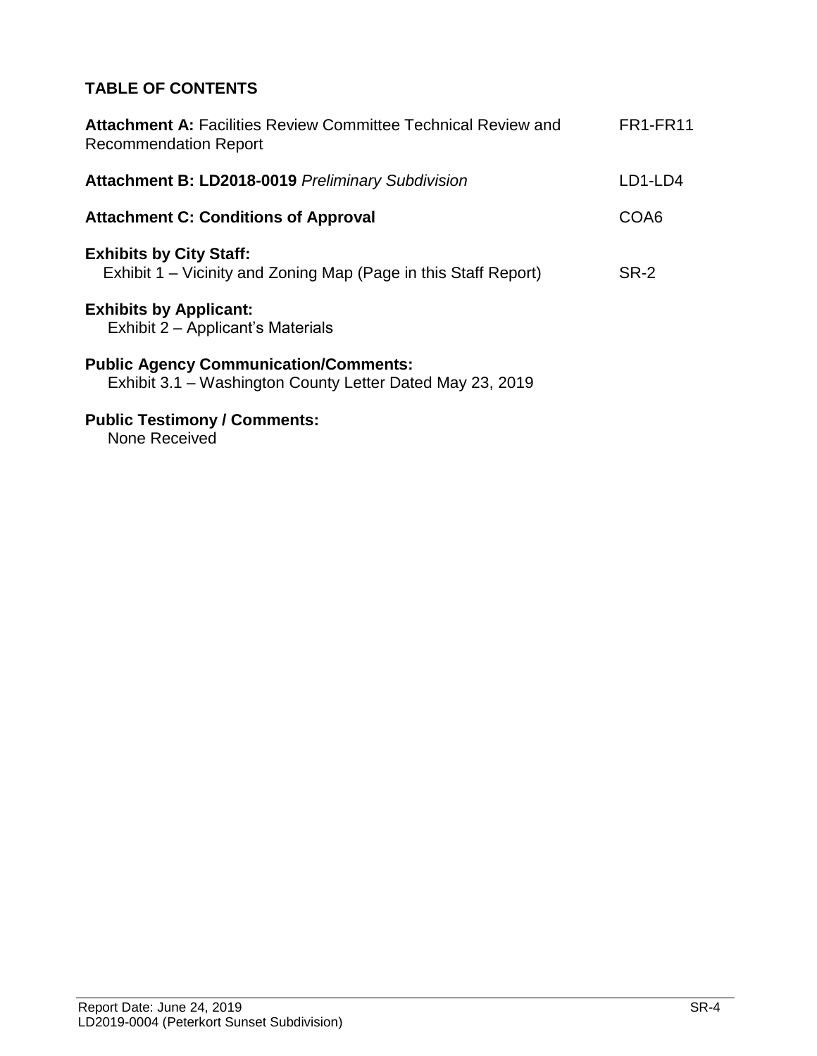## TABLE OF CONTENTS

| | |
|---|---|
| **Attachment A:** Facilities Review Committee Technical Review and Recommendation Report | FR1-FR11 |
| **Attachment B: LD2018-0019** *Preliminary Subdivision* | LD1-LD4 |
| **Attachment C: Conditions of Approval** | COA6 |
| **Exhibits by City Staff:**<br>Exhibit 1 – Vicinity and Zoning Map (Page in this Staff Report) | SR-2 |

**Exhibits by Applicant:**
Exhibit 2 – Applicant's Materials

**Public Agency Communication/Comments:**
Exhibit 3.1 – Washington County Letter Dated May 23, 2019

**Public Testimony / Comments:**
None Received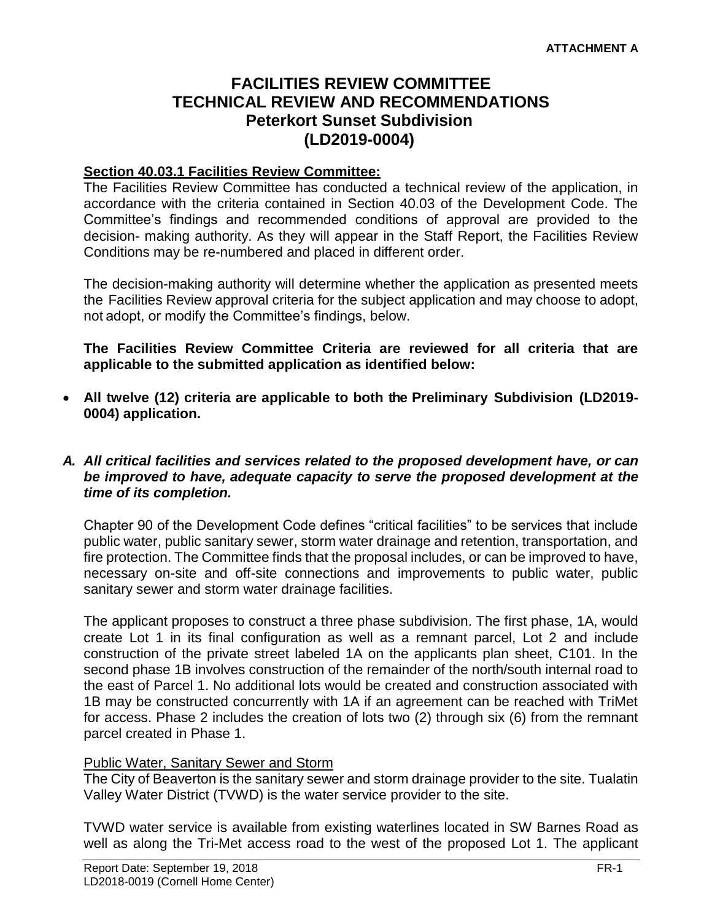**ATTACHMENT A**

# FACILITIES REVIEW COMMITTEE TECHNICAL REVIEW AND RECOMMENDATIONS Peterkort Sunset Subdivision (LD2019-0004)

**Section 40.03.1 Facilities Review Committee:**

The Facilities Review Committee has conducted a technical review of the application, in accordance with the criteria contained in Section 40.03 of the Development Code. The Committee's findings and recommended conditions of approval are provided to the decision- making authority. As they will appear in the Staff Report, the Facilities Review Conditions may be re-numbered and placed in different order.

The decision-making authority will determine whether the application as presented meets the Facilities Review approval criteria for the subject application and may choose to adopt, not adopt, or modify the Committee's findings, below.

**The Facilities Review Committee Criteria are reviewed for all criteria that are applicable to the submitted application as identified below:**

- **All twelve (12) criteria are applicable to both the Preliminary Subdivision (LD2019-0004) application.**

***A. All critical facilities and services related to the proposed development have, or can be improved to have, adequate capacity to serve the proposed development at the time of its completion.***

Chapter 90 of the Development Code defines "critical facilities" to be services that include public water, public sanitary sewer, storm water drainage and retention, transportation, and fire protection. The Committee finds that the proposal includes, or can be improved to have, necessary on-site and off-site connections and improvements to public water, public sanitary sewer and storm water drainage facilities.

The applicant proposes to construct a three phase subdivision. The first phase, 1A, would create Lot 1 in its final configuration as well as a remnant parcel, Lot 2 and include construction of the private street labeled 1A on the applicants plan sheet, C101. In the second phase 1B involves construction of the remainder of the north/south internal road to the east of Parcel 1. No additional lots would be created and construction associated with 1B may be constructed concurrently with 1A if an agreement can be reached with TriMet for access. Phase 2 includes the creation of lots two (2) through six (6) from the remnant parcel created in Phase 1.

Public Water, Sanitary Sewer and Storm

The City of Beaverton is the sanitary sewer and storm drainage provider to the site. Tualatin Valley Water District (TVWD) is the water service provider to the site.

TVWD water service is available from existing waterlines located in SW Barnes Road as well as along the Tri-Met access road to the west of the proposed Lot 1. The applicant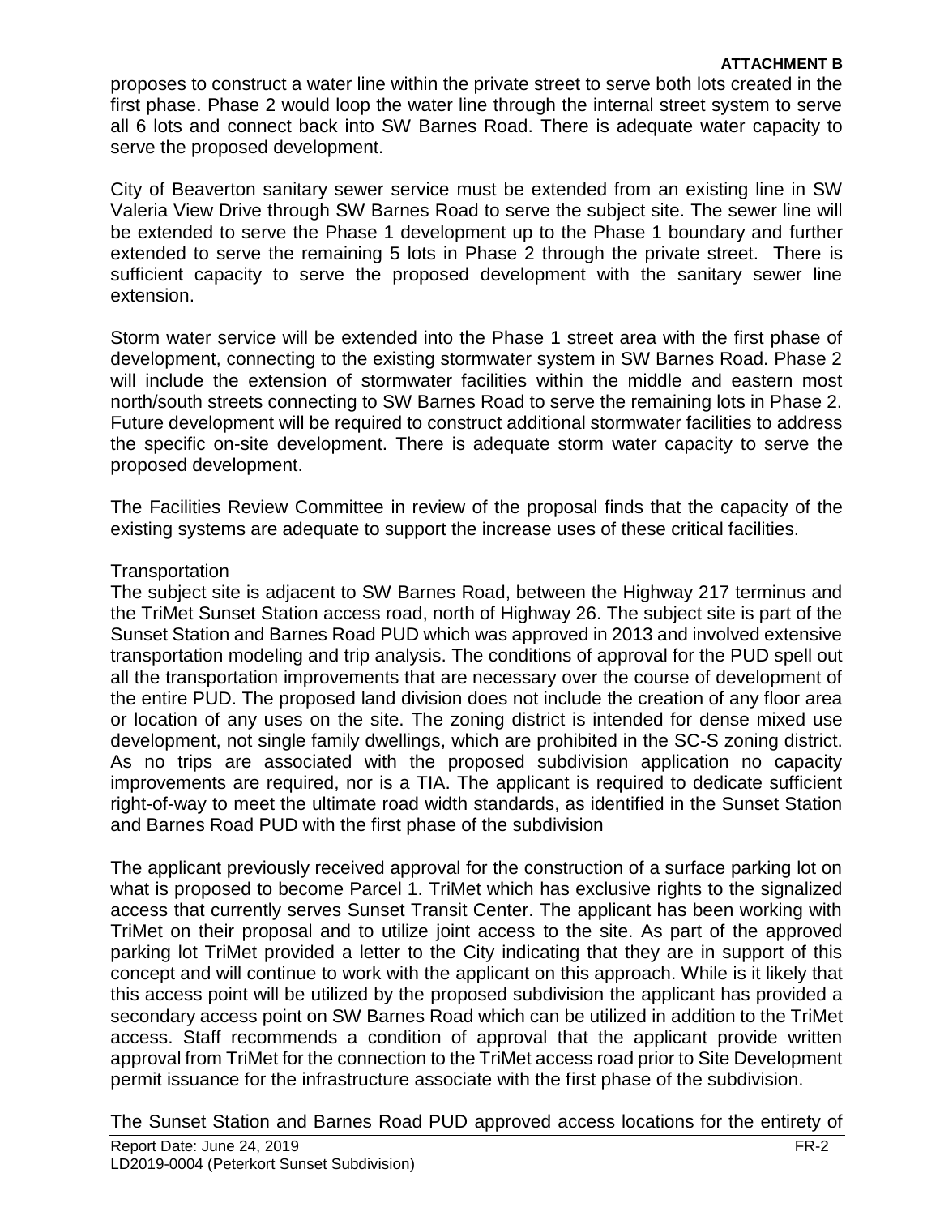proposes to construct a water line within the private street to serve both lots created in the first phase. Phase 2 would loop the water line through the internal street system to serve all 6 lots and connect back into SW Barnes Road. There is adequate water capacity to serve the proposed development.

City of Beaverton sanitary sewer service must be extended from an existing line in SW Valeria View Drive through SW Barnes Road to serve the subject site. The sewer line will be extended to serve the Phase 1 development up to the Phase 1 boundary and further extended to serve the remaining 5 lots in Phase 2 through the private street. There is sufficient capacity to serve the proposed development with the sanitary sewer line extension.

Storm water service will be extended into the Phase 1 street area with the first phase of development, connecting to the existing stormwater system in SW Barnes Road. Phase 2 will include the extension of stormwater facilities within the middle and eastern most north/south streets connecting to SW Barnes Road to serve the remaining lots in Phase 2. Future development will be required to construct additional stormwater facilities to address the specific on-site development. There is adequate storm water capacity to serve the proposed development.

The Facilities Review Committee in review of the proposal finds that the capacity of the existing systems are adequate to support the increase uses of these critical facilities.

Transportation

The subject site is adjacent to SW Barnes Road, between the Highway 217 terminus and the TriMet Sunset Station access road, north of Highway 26. The subject site is part of the Sunset Station and Barnes Road PUD which was approved in 2013 and involved extensive transportation modeling and trip analysis. The conditions of approval for the PUD spell out all the transportation improvements that are necessary over the course of development of the entire PUD. The proposed land division does not include the creation of any floor area or location of any uses on the site. The zoning district is intended for dense mixed use development, not single family dwellings, which are prohibited in the SC-S zoning district. As no trips are associated with the proposed subdivision application no capacity improvements are required, nor is a TIA. The applicant is required to dedicate sufficient right-of-way to meet the ultimate road width standards, as identified in the Sunset Station and Barnes Road PUD with the first phase of the subdivision

The applicant previously received approval for the construction of a surface parking lot on what is proposed to become Parcel 1. TriMet which has exclusive rights to the signalized access that currently serves Sunset Transit Center. The applicant has been working with TriMet on their proposal and to utilize joint access to the site. As part of the approved parking lot TriMet provided a letter to the City indicating that they are in support of this concept and will continue to work with the applicant on this approach. While is it likely that this access point will be utilized by the proposed subdivision the applicant has provided a secondary access point on SW Barnes Road which can be utilized in addition to the TriMet access. Staff recommends a condition of approval that the applicant provide written approval from TriMet for the connection to the TriMet access road prior to Site Development permit issuance for the infrastructure associate with the first phase of the subdivision.

The Sunset Station and Barnes Road PUD approved access locations for the entirety of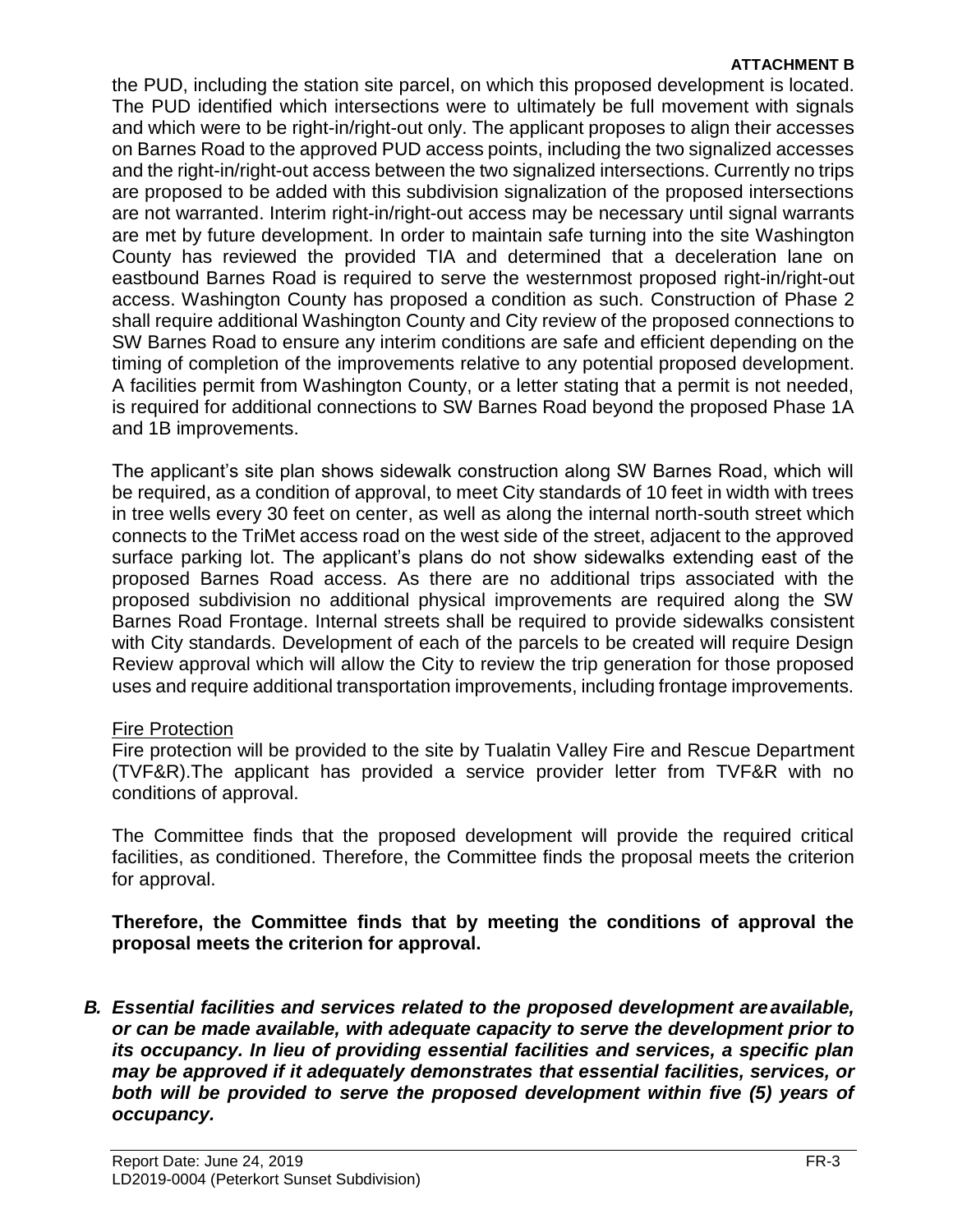the PUD, including the station site parcel, on which this proposed development is located. The PUD identified which intersections were to ultimately be full movement with signals and which were to be right-in/right-out only. The applicant proposes to align their accesses on Barnes Road to the approved PUD access points, including the two signalized accesses and the right-in/right-out access between the two signalized intersections. Currently no trips are proposed to be added with this subdivision signalization of the proposed intersections are not warranted. Interim right-in/right-out access may be necessary until signal warrants are met by future development. In order to maintain safe turning into the site Washington County has reviewed the provided TIA and determined that a deceleration lane on eastbound Barnes Road is required to serve the westernmost proposed right-in/right-out access. Washington County has proposed a condition as such. Construction of Phase 2 shall require additional Washington County and City review of the proposed connections to SW Barnes Road to ensure any interim conditions are safe and efficient depending on the timing of completion of the improvements relative to any potential proposed development. A facilities permit from Washington County, or a letter stating that a permit is not needed, is required for additional connections to SW Barnes Road beyond the proposed Phase 1A and 1B improvements.

The applicant's site plan shows sidewalk construction along SW Barnes Road, which will be required, as a condition of approval, to meet City standards of 10 feet in width with trees in tree wells every 30 feet on center, as well as along the internal north-south street which connects to the TriMet access road on the west side of the street, adjacent to the approved surface parking lot. The applicant's plans do not show sidewalks extending east of the proposed Barnes Road access. As there are no additional trips associated with the proposed subdivision no additional physical improvements are required along the SW Barnes Road Frontage. Internal streets shall be required to provide sidewalks consistent with City standards. Development of each of the parcels to be created will require Design Review approval which will allow the City to review the trip generation for those proposed uses and require additional transportation improvements, including frontage improvements.

Fire Protection

Fire protection will be provided to the site by Tualatin Valley Fire and Rescue Department (TVF&R).The applicant has provided a service provider letter from TVF&R with no conditions of approval.

The Committee finds that the proposed development will provide the required critical facilities, as conditioned. Therefore, the Committee finds the proposal meets the criterion for approval.

**Therefore, the Committee finds that by meeting the conditions of approval the proposal meets the criterion for approval.**

***B. Essential facilities and services related to the proposed development are available, or can be made available, with adequate capacity to serve the development prior to its occupancy. In lieu of providing essential facilities and services, a specific plan may be approved if it adequately demonstrates that essential facilities, services, or both will be provided to serve the proposed development within five (5) years of occupancy.***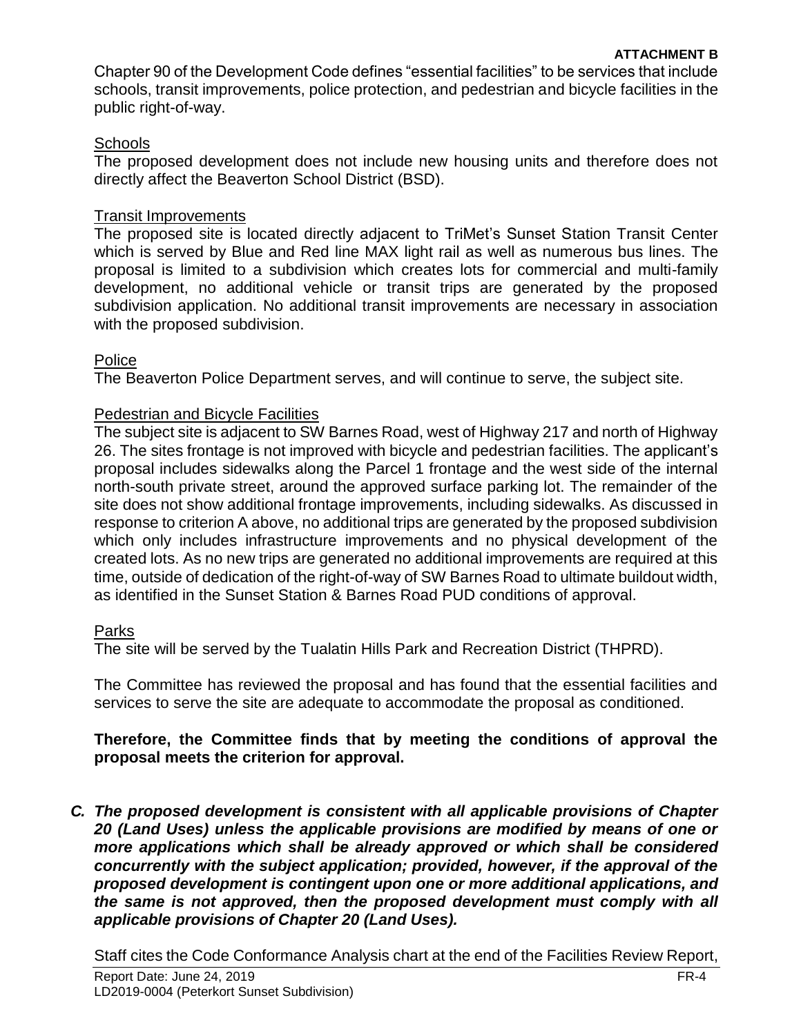Chapter 90 of the Development Code defines "essential facilities" to be services that include schools, transit improvements, police protection, and pedestrian and bicycle facilities in the public right-of-way.

Schools

The proposed development does not include new housing units and therefore does not directly affect the Beaverton School District (BSD).

Transit Improvements

The proposed site is located directly adjacent to TriMet's Sunset Station Transit Center which is served by Blue and Red line MAX light rail as well as numerous bus lines. The proposal is limited to a subdivision which creates lots for commercial and multi-family development, no additional vehicle or transit trips are generated by the proposed subdivision application. No additional transit improvements are necessary in association with the proposed subdivision.

Police

The Beaverton Police Department serves, and will continue to serve, the subject site.

Pedestrian and Bicycle Facilities

The subject site is adjacent to SW Barnes Road, west of Highway 217 and north of Highway 26. The sites frontage is not improved with bicycle and pedestrian facilities. The applicant's proposal includes sidewalks along the Parcel 1 frontage and the west side of the internal north-south private street, around the approved surface parking lot. The remainder of the site does not show additional frontage improvements, including sidewalks. As discussed in response to criterion A above, no additional trips are generated by the proposed subdivision which only includes infrastructure improvements and no physical development of the created lots. As no new trips are generated no additional improvements are required at this time, outside of dedication of the right-of-way of SW Barnes Road to ultimate buildout width, as identified in the Sunset Station & Barnes Road PUD conditions of approval.

Parks

The site will be served by the Tualatin Hills Park and Recreation District (THPRD).

The Committee has reviewed the proposal and has found that the essential facilities and services to serve the site are adequate to accommodate the proposal as conditioned.

**Therefore, the Committee finds that by meeting the conditions of approval the proposal meets the criterion for approval.**

***C. The proposed development is consistent with all applicable provisions of Chapter 20 (Land Uses) unless the applicable provisions are modified by means of one or more applications which shall be already approved or which shall be considered concurrently with the subject application; provided, however, if the approval of the proposed development is contingent upon one or more additional applications, and the same is not approved, then the proposed development must comply with all applicable provisions of Chapter 20 (Land Uses).***

Staff cites the Code Conformance Analysis chart at the end of the Facilities Review Report,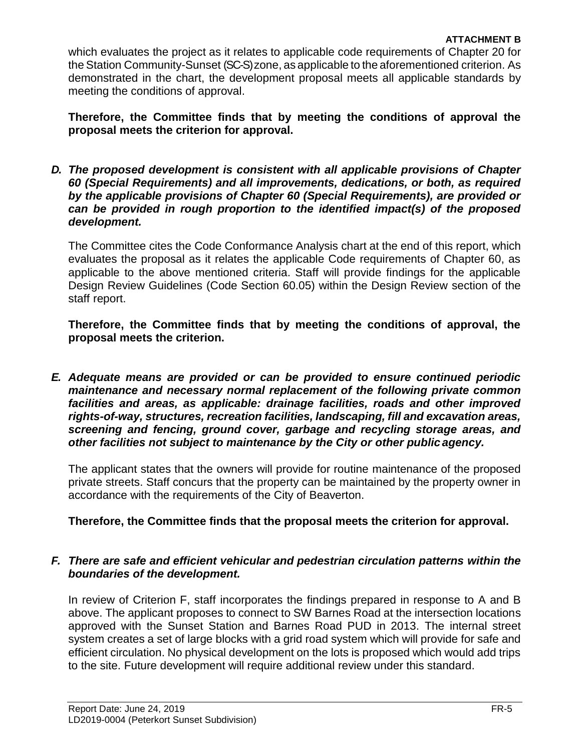which evaluates the project as it relates to applicable code requirements of Chapter 20 for the Station Community-Sunset (SC-S) zone, as applicable to the aforementioned criterion. As demonstrated in the chart, the development proposal meets all applicable standards by meeting the conditions of approval.

**Therefore, the Committee finds that by meeting the conditions of approval the proposal meets the criterion for approval.**

***D. The proposed development is consistent with all applicable provisions of Chapter 60 (Special Requirements) and all improvements, dedications, or both, as required by the applicable provisions of Chapter 60 (Special Requirements), are provided or can be provided in rough proportion to the identified impact(s) of the proposed development.***

The Committee cites the Code Conformance Analysis chart at the end of this report, which evaluates the proposal as it relates the applicable Code requirements of Chapter 60, as applicable to the above mentioned criteria. Staff will provide findings for the applicable Design Review Guidelines (Code Section 60.05) within the Design Review section of the staff report.

**Therefore, the Committee finds that by meeting the conditions of approval, the proposal meets the criterion.**

***E. Adequate means are provided or can be provided to ensure continued periodic maintenance and necessary normal replacement of the following private common facilities and areas, as applicable: drainage facilities, roads and other improved rights-of-way, structures, recreation facilities, landscaping, fill and excavation areas, screening and fencing, ground cover, garbage and recycling storage areas, and other facilities not subject to maintenance by the City or other public agency.***

The applicant states that the owners will provide for routine maintenance of the proposed private streets. Staff concurs that the property can be maintained by the property owner in accordance with the requirements of the City of Beaverton.

**Therefore, the Committee finds that the proposal meets the criterion for approval.**

***F. There are safe and efficient vehicular and pedestrian circulation patterns within the boundaries of the development.***

In review of Criterion F, staff incorporates the findings prepared in response to A and B above. The applicant proposes to connect to SW Barnes Road at the intersection locations approved with the Sunset Station and Barnes Road PUD in 2013. The internal street system creates a set of large blocks with a grid road system which will provide for safe and efficient circulation. No physical development on the lots is proposed which would add trips to the site. Future development will require additional review under this standard.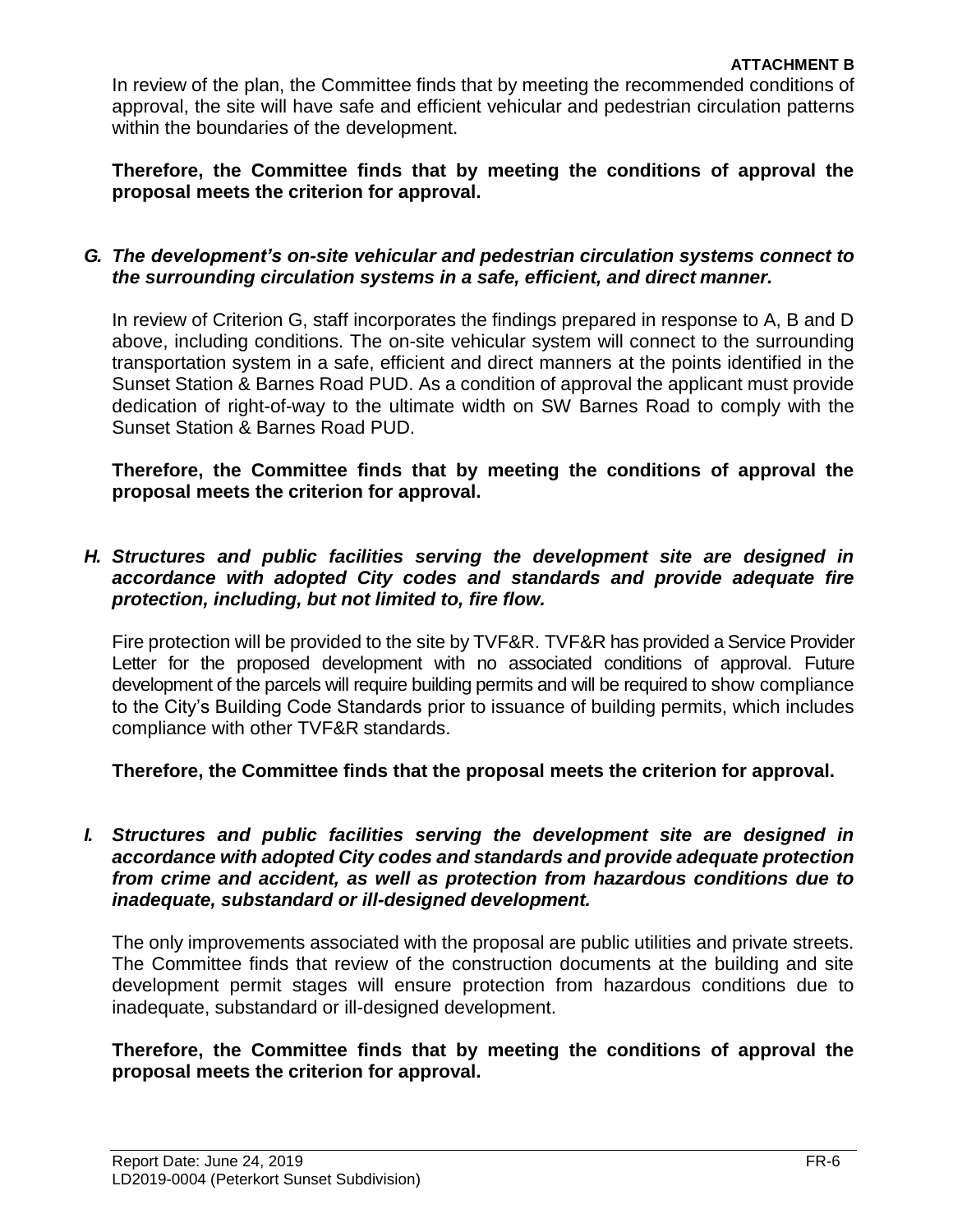In review of the plan, the Committee finds that by meeting the recommended conditions of approval, the site will have safe and efficient vehicular and pedestrian circulation patterns within the boundaries of the development.

**Therefore, the Committee finds that by meeting the conditions of approval the proposal meets the criterion for approval.**

***G. The development's on-site vehicular and pedestrian circulation systems connect to the surrounding circulation systems in a safe, efficient, and direct manner.***

In review of Criterion G, staff incorporates the findings prepared in response to A, B and D above, including conditions. The on-site vehicular system will connect to the surrounding transportation system in a safe, efficient and direct manners at the points identified in the Sunset Station & Barnes Road PUD. As a condition of approval the applicant must provide dedication of right-of-way to the ultimate width on SW Barnes Road to comply with the Sunset Station & Barnes Road PUD.

**Therefore, the Committee finds that by meeting the conditions of approval the proposal meets the criterion for approval.**

***H. Structures and public facilities serving the development site are designed in accordance with adopted City codes and standards and provide adequate fire protection, including, but not limited to, fire flow.***

Fire protection will be provided to the site by TVF&R. TVF&R has provided a Service Provider Letter for the proposed development with no associated conditions of approval. Future development of the parcels will require building permits and will be required to show compliance to the City's Building Code Standards prior to issuance of building permits, which includes compliance with other TVF&R standards.

**Therefore, the Committee finds that the proposal meets the criterion for approval.**

***I. Structures and public facilities serving the development site are designed in accordance with adopted City codes and standards and provide adequate protection from crime and accident, as well as protection from hazardous conditions due to inadequate, substandard or ill-designed development.***

The only improvements associated with the proposal are public utilities and private streets. The Committee finds that review of the construction documents at the building and site development permit stages will ensure protection from hazardous conditions due to inadequate, substandard or ill-designed development.

**Therefore, the Committee finds that by meeting the conditions of approval the proposal meets the criterion for approval.**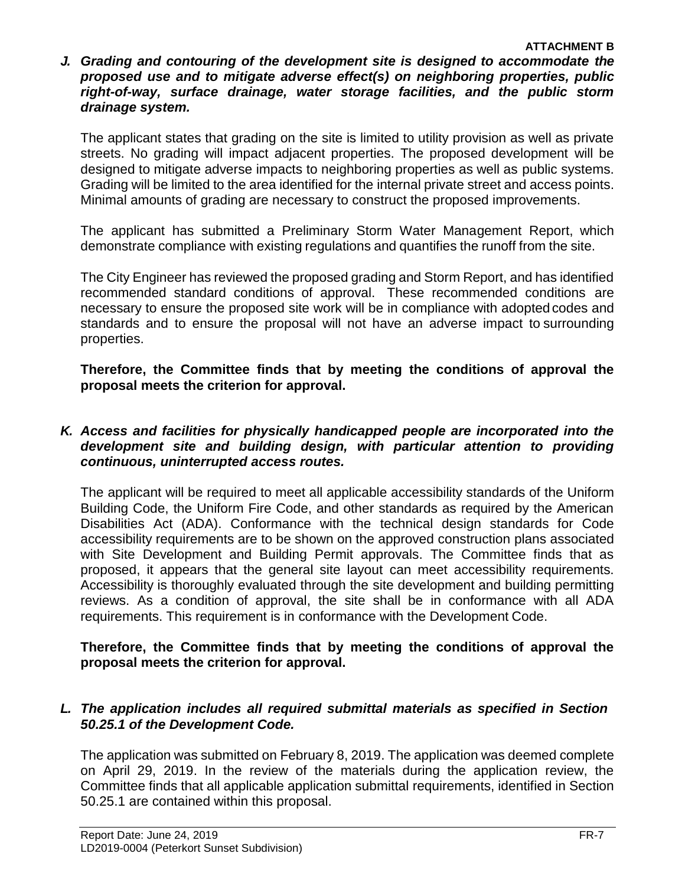*J. Grading and contouring of the development site is designed to accommodate the proposed use and to mitigate adverse effect(s) on neighboring properties, public right-of-way, surface drainage, water storage facilities, and the public storm drainage system.*

The applicant states that grading on the site is limited to utility provision as well as private streets. No grading will impact adjacent properties. The proposed development will be designed to mitigate adverse impacts to neighboring properties as well as public systems. Grading will be limited to the area identified for the internal private street and access points. Minimal amounts of grading are necessary to construct the proposed improvements.

The applicant has submitted a Preliminary Storm Water Management Report, which demonstrate compliance with existing regulations and quantifies the runoff from the site.

The City Engineer has reviewed the proposed grading and Storm Report, and has identified recommended standard conditions of approval. These recommended conditions are necessary to ensure the proposed site work will be in compliance with adopted codes and standards and to ensure the proposal will not have an adverse impact to surrounding properties.

**Therefore, the Committee finds that by meeting the conditions of approval the proposal meets the criterion for approval.**

*K. Access and facilities for physically handicapped people are incorporated into the development site and building design, with particular attention to providing continuous, uninterrupted access routes.*

The applicant will be required to meet all applicable accessibility standards of the Uniform Building Code, the Uniform Fire Code, and other standards as required by the American Disabilities Act (ADA). Conformance with the technical design standards for Code accessibility requirements are to be shown on the approved construction plans associated with Site Development and Building Permit approvals. The Committee finds that as proposed, it appears that the general site layout can meet accessibility requirements. Accessibility is thoroughly evaluated through the site development and building permitting reviews. As a condition of approval, the site shall be in conformance with all ADA requirements. This requirement is in conformance with the Development Code.

**Therefore, the Committee finds that by meeting the conditions of approval the proposal meets the criterion for approval.**

*L. The application includes all required submittal materials as specified in Section 50.25.1 of the Development Code.*

The application was submitted on February 8, 2019. The application was deemed complete on April 29, 2019. In the review of the materials during the application review, the Committee finds that all applicable application submittal requirements, identified in Section 50.25.1 are contained within this proposal.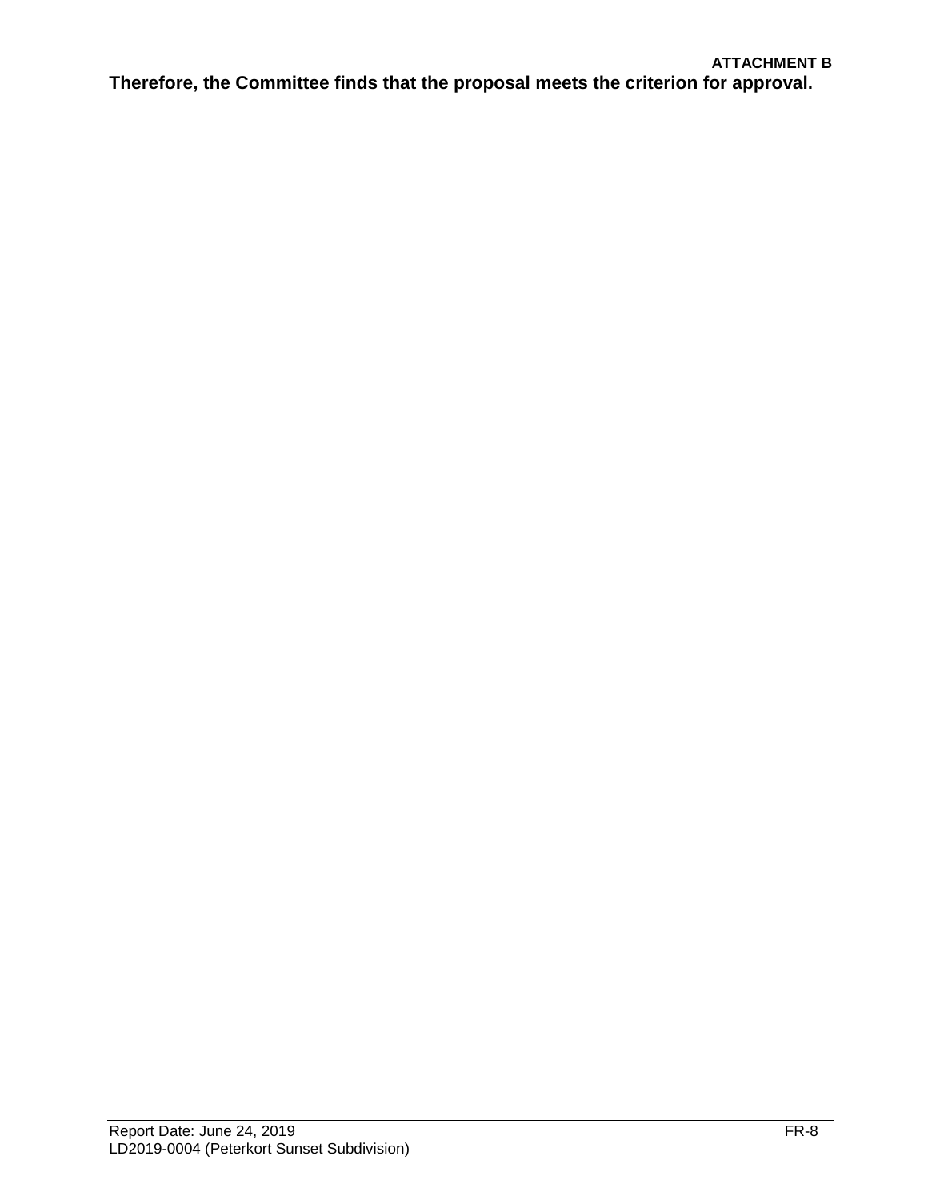**Therefore, the Committee finds that the proposal meets the criterion for approval.**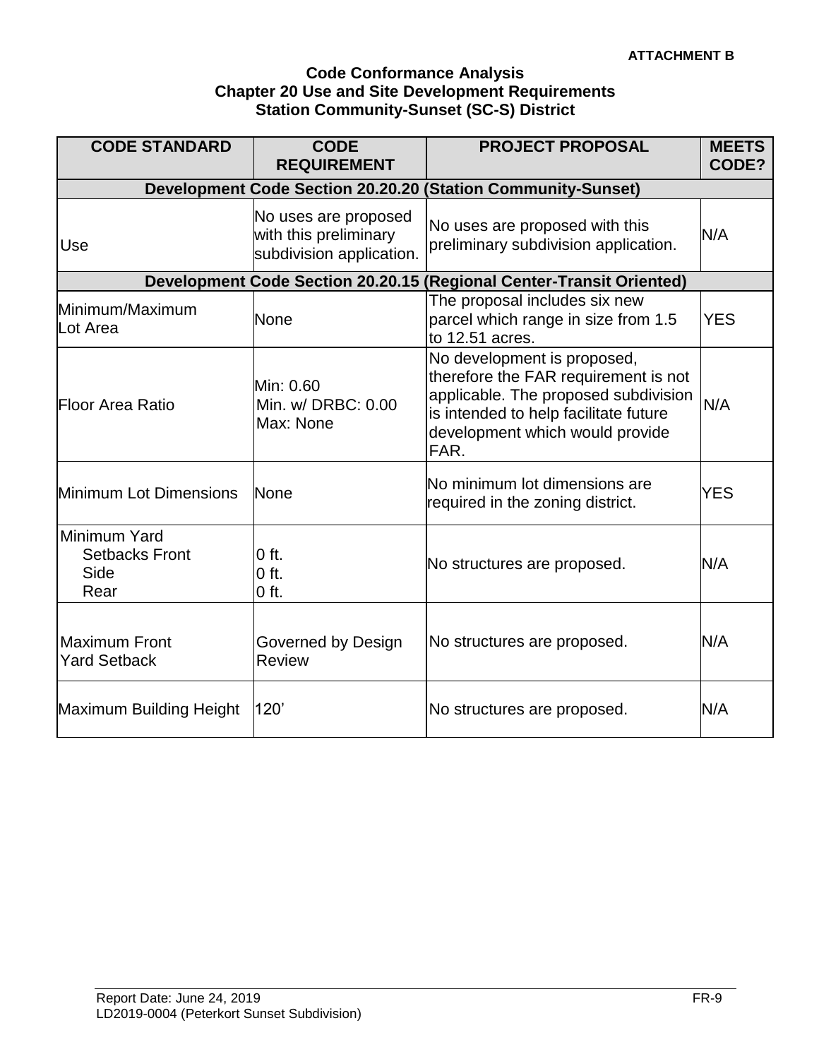**ATTACHMENT B**

# Code Conformance Analysis
## Chapter 20 Use and Site Development Requirements
## Station Community-Sunset (SC-S) District

| CODE STANDARD | CODE REQUIREMENT | PROJECT PROPOSAL | MEETS CODE? |
|---|---|---|---|
| **Development Code Section 20.20.20 (Station Community-Sunset)** | | | |
| Use | No uses are proposed with this preliminary subdivision application. | No uses are proposed with this preliminary subdivision application. | N/A |
| **Development Code Section 20.20.15 (Regional Center-Transit Oriented)** | | | |
| Minimum/Maximum Lot Area | None | The proposal includes six new parcel which range in size from 1.5 to 12.51 acres. | YES |
| Floor Area Ratio | Min: 0.60<br>Min. w/ DRBC: 0.00<br>Max: None | No development is proposed, therefore the FAR requirement is not applicable. The proposed subdivision is intended to help facilitate future development which would provide FAR. | N/A |
| Minimum Lot Dimensions | None | No minimum lot dimensions are required in the zoning district. | YES |
| Minimum Yard Setbacks Front<br>Side<br>Rear | 0 ft.<br>0 ft.<br>0 ft. | No structures are proposed. | N/A |
| Maximum Front Yard Setback | Governed by Design Review | No structures are proposed. | N/A |
| Maximum Building Height | 120’ | No structures are proposed. | N/A |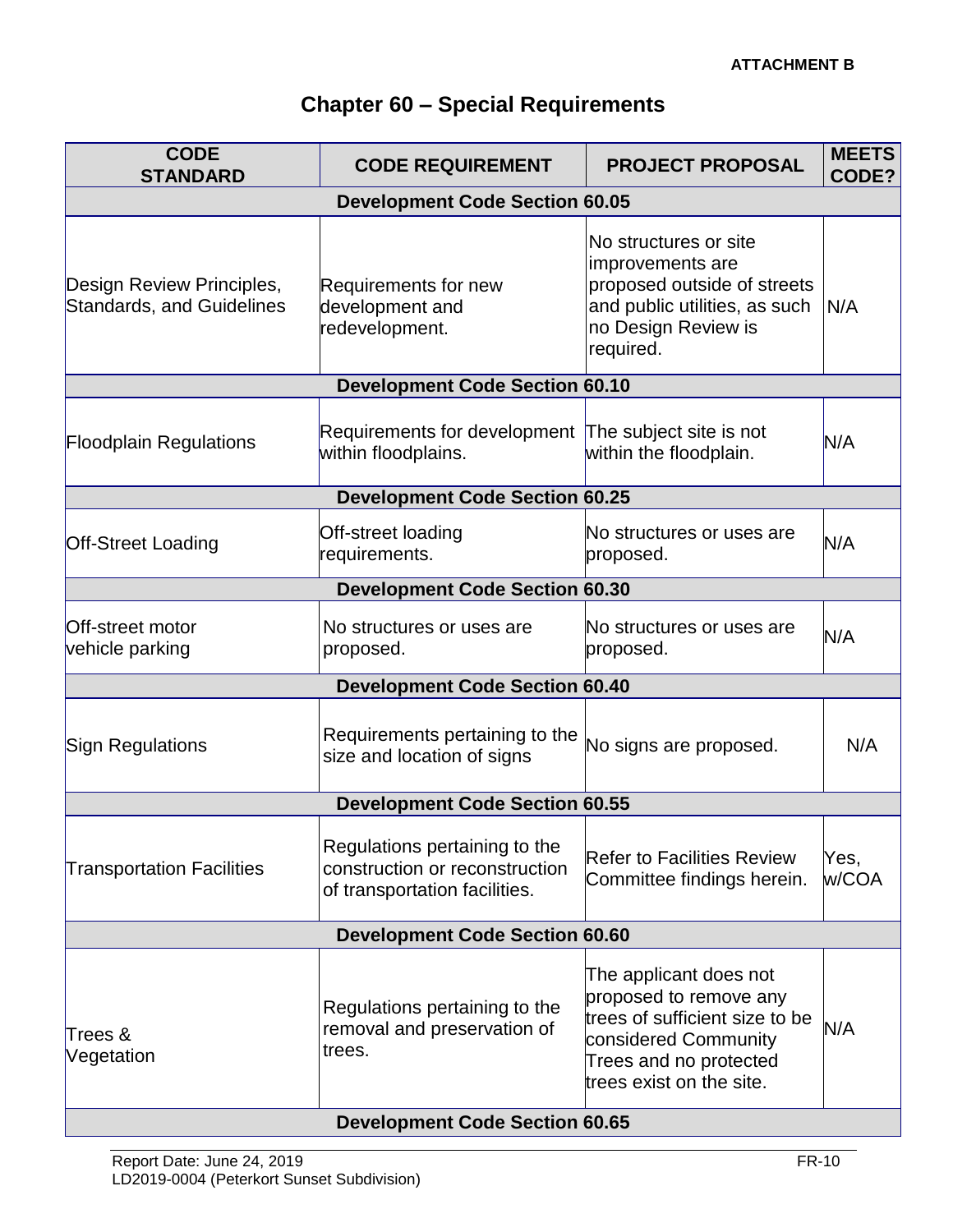ATTACHMENT B

# Chapter 60 – Special Requirements

| CODE STANDARD | CODE REQUIREMENT | PROJECT PROPOSAL | MEETS CODE? |
|---|---|---|---|
| **Development Code Section 60.05** | | | |
| Design Review Principles, Standards, and Guidelines | Requirements for new development and redevelopment. | No structures or site improvements are proposed outside of streets and public utilities, as such no Design Review is required. | N/A |
| **Development Code Section 60.10** | | | |
| Floodplain Regulations | Requirements for development within floodplains. | The subject site is not within the floodplain. | N/A |
| **Development Code Section 60.25** | | | |
| Off-Street Loading | Off-street loading requirements. | No structures or uses are proposed. | N/A |
| **Development Code Section 60.30** | | | |
| Off-street motor vehicle parking | No structures or uses are proposed. | No structures or uses are proposed. | N/A |
| **Development Code Section 60.40** | | | |
| Sign Regulations | Requirements pertaining to the size and location of signs | No signs are proposed. | N/A |
| **Development Code Section 60.55** | | | |
| Transportation Facilities | Regulations pertaining to the construction or reconstruction of transportation facilities. | Refer to Facilities Review Committee findings herein. | Yes, w/COA |
| **Development Code Section 60.60** | | | |
| Trees & Vegetation | Regulations pertaining to the removal and preservation of trees. | The applicant does not proposed to remove any trees of sufficient size to be considered Community Trees and no protected trees exist on the site. | N/A |
| **Development Code Section 60.65** | | | |

Report Date: June 24, 2019
LD2019-0004 (Peterkort Sunset Subdivision)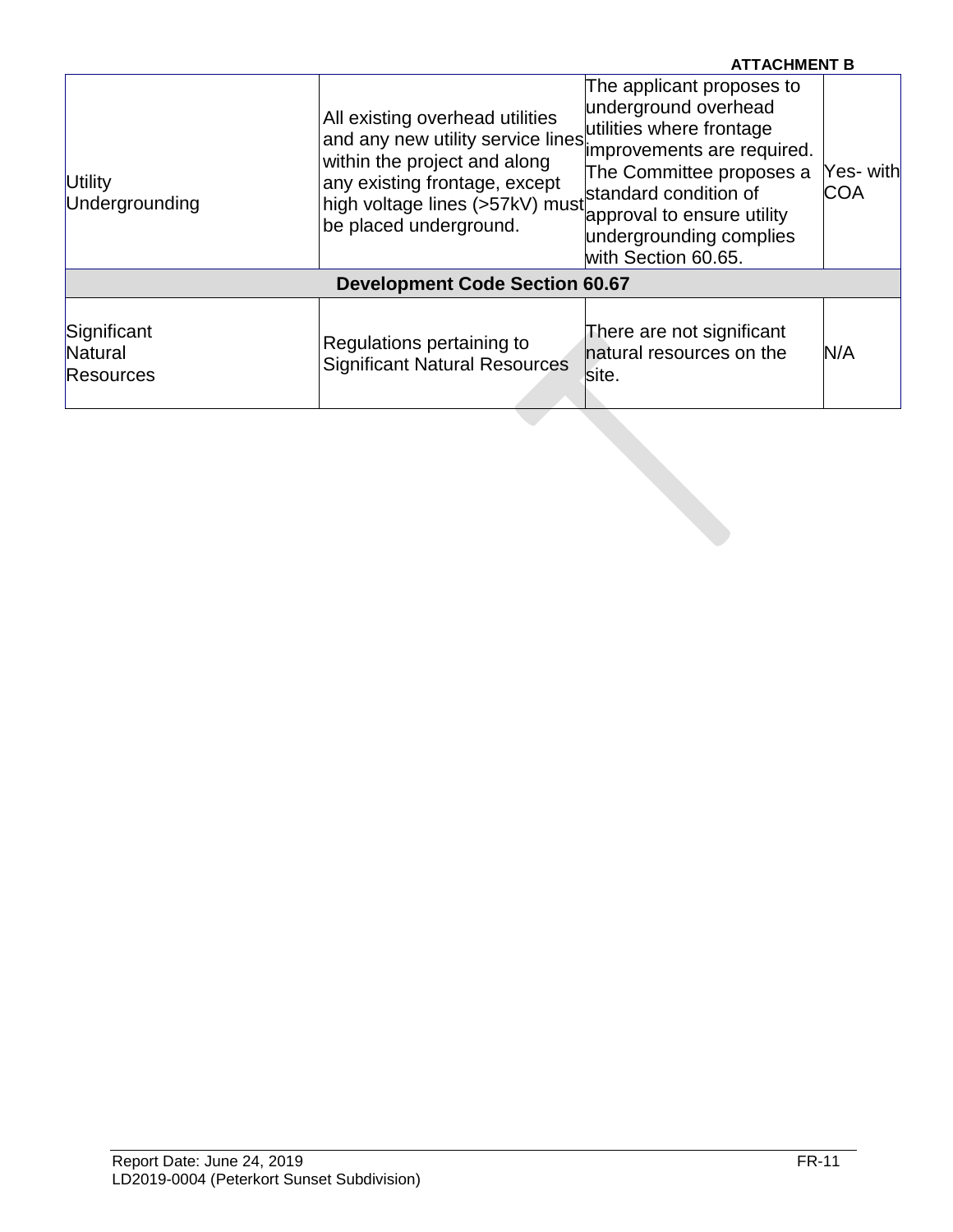**ATTACHMENT B**

| | | | |
|---|---|---|---|
| Utility Undergrounding | All existing overhead utilities and any new utility service lines within the project and along any existing frontage, except high voltage lines (>57kV) must be placed underground. | The applicant proposes to underground overhead utilities where frontage improvements are required. The Committee proposes a standard condition of approval to ensure utility undergrounding complies with Section 60.65. | Yes- with COA |
| **Development Code Section 60.67** | | | |
| Significant Natural Resources | Regulations pertaining to Significant Natural Resources | There are not significant natural resources on the site. | N/A |

Report Date: June 24, 2019
LD2019-0004 (Peterkort Sunset Subdivision)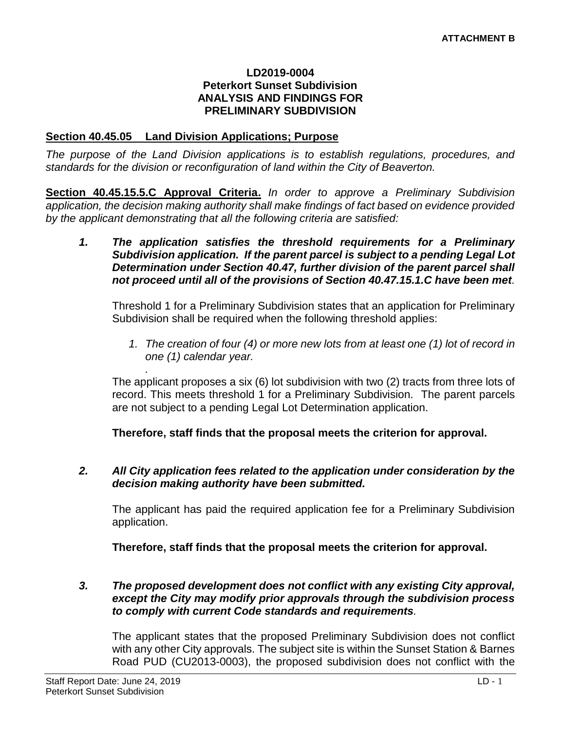**ATTACHMENT B**

**LD2019-0004**
**Peterkort Sunset Subdivision**
**ANALYSIS AND FINDINGS FOR**
**PRELIMINARY SUBDIVISION**

**Section 40.45.05 Land Division Applications; Purpose**

*The purpose of the Land Division applications is to establish regulations, procedures, and standards for the division or reconfiguration of land within the City of Beaverton.*

**Section 40.45.15.5.C Approval Criteria.** *In order to approve a Preliminary Subdivision application, the decision making authority shall make findings of fact based on evidence provided by the applicant demonstrating that all the following criteria are satisfied:*

***1. The application satisfies the threshold requirements for a Preliminary Subdivision application. If the parent parcel is subject to a pending Legal Lot Determination under Section 40.47, further division of the parent parcel shall not proceed until all of the provisions of Section 40.47.15.1.C have been met.***

Threshold 1 for a Preliminary Subdivision states that an application for Preliminary Subdivision shall be required when the following threshold applies:

1. *The creation of four (4) or more new lots from at least one (1) lot of record in one (1) calendar year.*

.

The applicant proposes a six (6) lot subdivision with two (2) tracts from three lots of record. This meets threshold 1 for a Preliminary Subdivision. The parent parcels are not subject to a pending Legal Lot Determination application.

**Therefore, staff finds that the proposal meets the criterion for approval.**

***2. All City application fees related to the application under consideration by the decision making authority have been submitted.***

The applicant has paid the required application fee for a Preliminary Subdivision application.

**Therefore, staff finds that the proposal meets the criterion for approval.**

***3. The proposed development does not conflict with any existing City approval, except the City may modify prior approvals through the subdivision process to comply with current Code standards and requirements.***

The applicant states that the proposed Preliminary Subdivision does not conflict with any other City approvals. The subject site is within the Sunset Station & Barnes Road PUD (CU2013-0003), the proposed subdivision does not conflict with the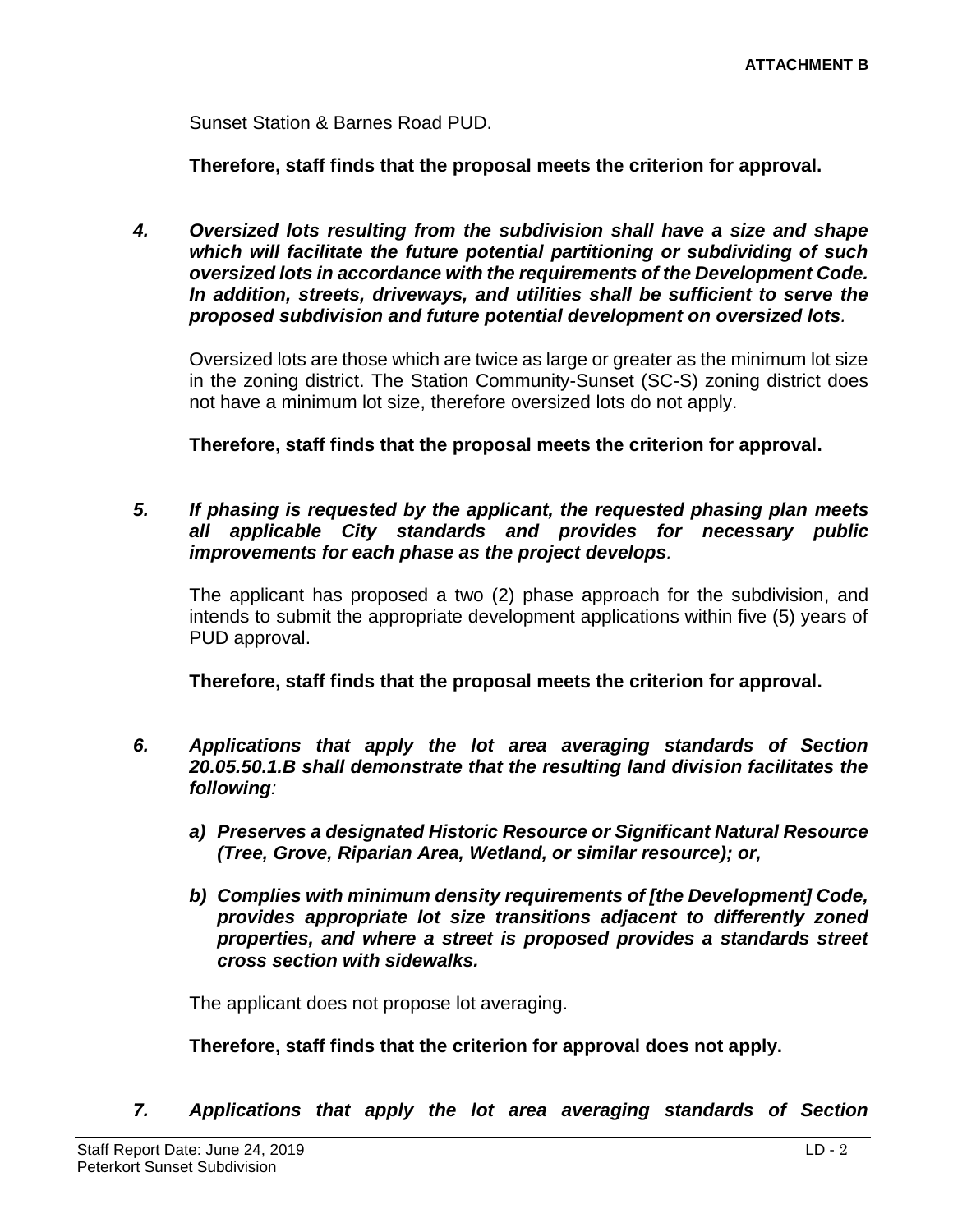Sunset Station & Barnes Road PUD.

**Therefore, staff finds that the proposal meets the criterion for approval.**

***4. Oversized lots resulting from the subdivision shall have a size and shape which will facilitate the future potential partitioning or subdividing of such oversized lots in accordance with the requirements of the Development Code. In addition, streets, driveways, and utilities shall be sufficient to serve the proposed subdivision and future potential development on oversized lots.***

Oversized lots are those which are twice as large or greater as the minimum lot size in the zoning district. The Station Community-Sunset (SC-S) zoning district does not have a minimum lot size, therefore oversized lots do not apply.

**Therefore, staff finds that the proposal meets the criterion for approval.**

***5. If phasing is requested by the applicant, the requested phasing plan meets all applicable City standards and provides for necessary public improvements for each phase as the project develops.***

The applicant has proposed a two (2) phase approach for the subdivision, and intends to submit the appropriate development applications within five (5) years of PUD approval.

**Therefore, staff finds that the proposal meets the criterion for approval.**

***6. Applications that apply the lot area averaging standards of Section 20.05.50.1.B shall demonstrate that the resulting land division facilitates the following:***

- ***a) Preserves a designated Historic Resource or Significant Natural Resource (Tree, Grove, Riparian Area, Wetland, or similar resource); or,***
- ***b) Complies with minimum density requirements of [the Development] Code, provides appropriate lot size transitions adjacent to differently zoned properties, and where a street is proposed provides a standards street cross section with sidewalks.***

The applicant does not propose lot averaging.

**Therefore, staff finds that the criterion for approval does not apply.**

***7. Applications that apply the lot area averaging standards of Section***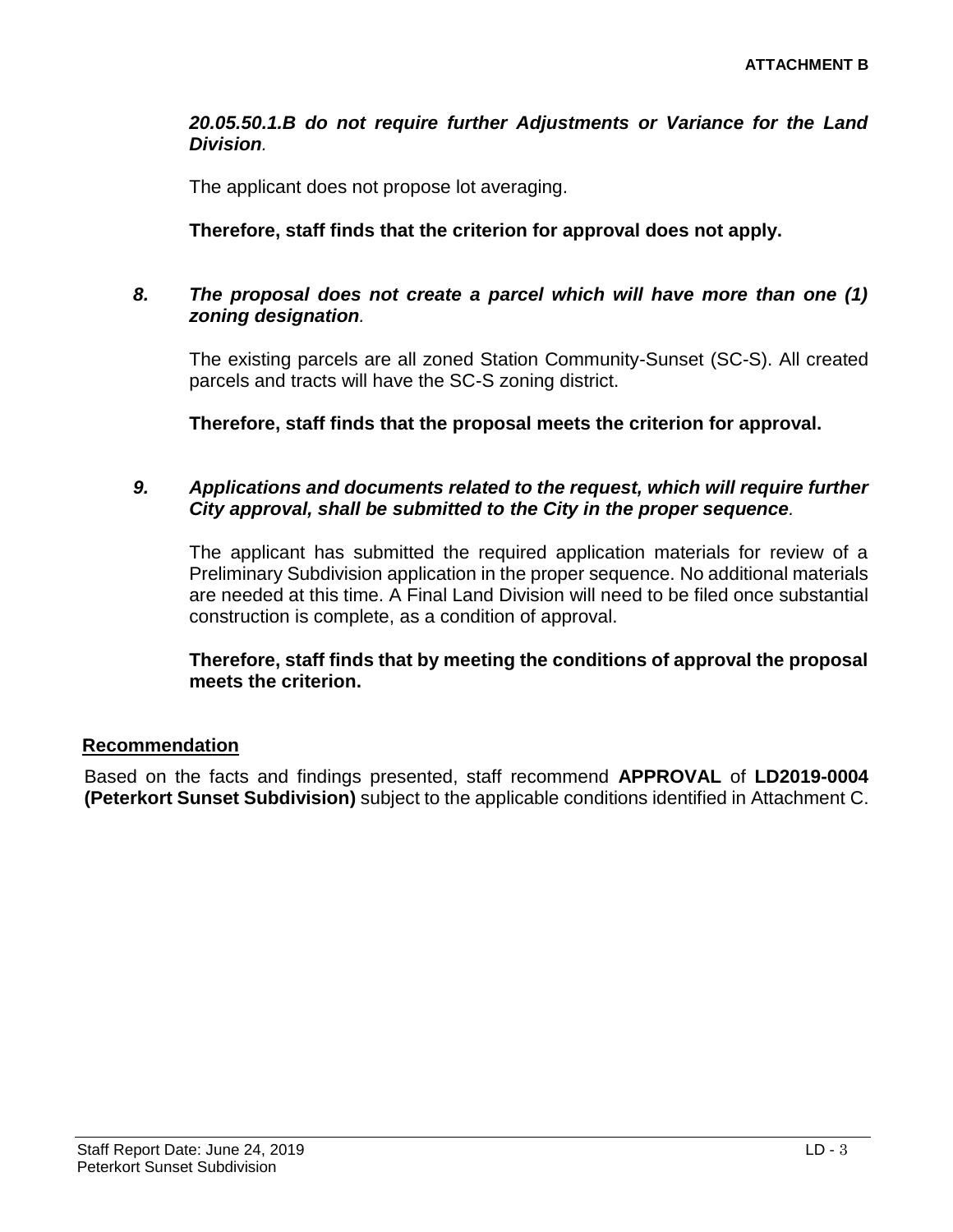***20.05.50.1.B do not require further Adjustments or Variance for the Land Division.***

The applicant does not propose lot averaging.

**Therefore, staff finds that the criterion for approval does not apply.**

8. ***The proposal does not create a parcel which will have more than one (1) zoning designation.***

   The existing parcels are all zoned Station Community-Sunset (SC-S). All created parcels and tracts will have the SC-S zoning district.

   **Therefore, staff finds that the proposal meets the criterion for approval.**

9. ***Applications and documents related to the request, which will require further City approval, shall be submitted to the City in the proper sequence.***

   The applicant has submitted the required application materials for review of a Preliminary Subdivision application in the proper sequence. No additional materials are needed at this time. A Final Land Division will need to be filed once substantial construction is complete, as a condition of approval.

   **Therefore, staff finds that by meeting the conditions of approval the proposal meets the criterion.**

## Recommendation

Based on the facts and findings presented, staff recommend **APPROVAL** of **LD2019-0004 (Peterkort Sunset Subdivision)** subject to the applicable conditions identified in Attachment C.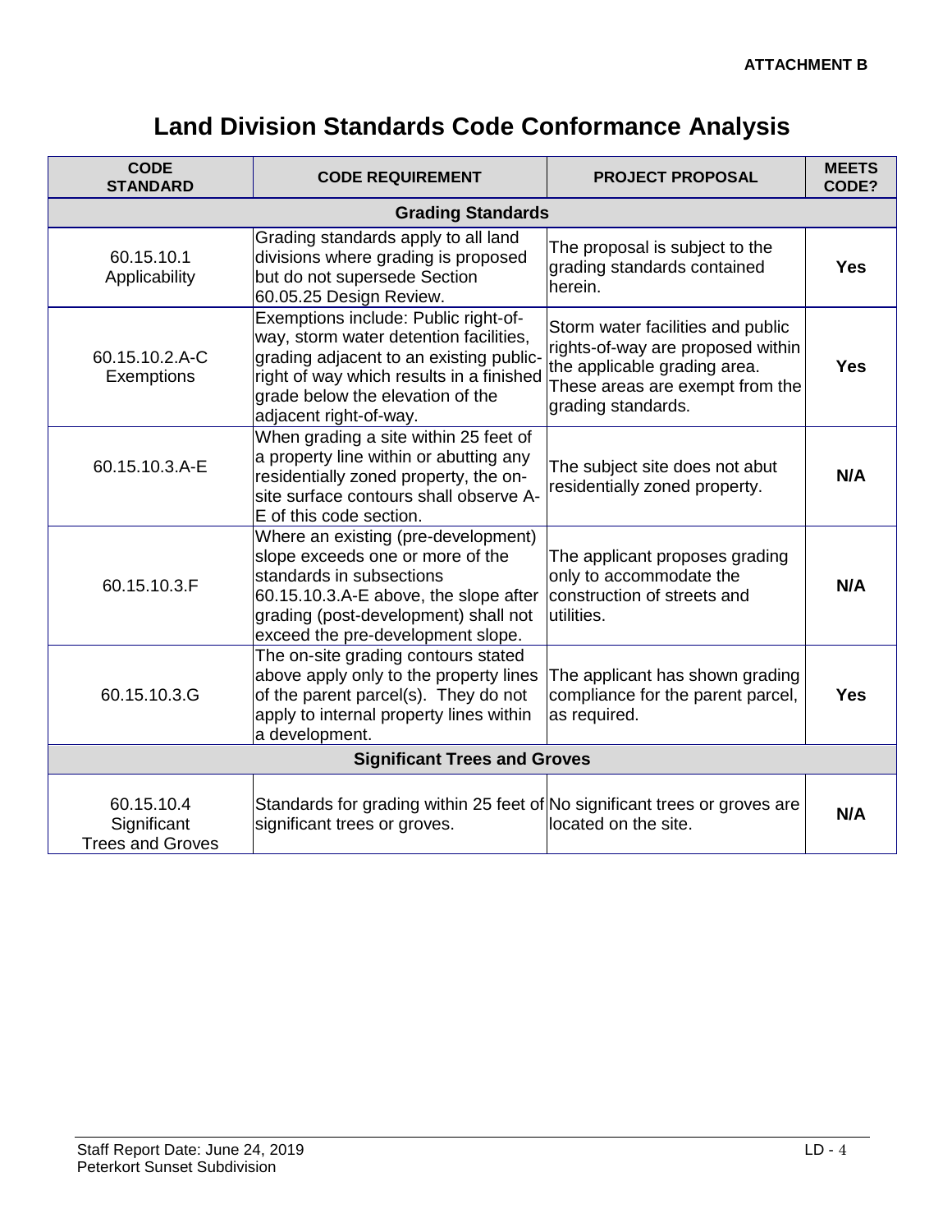**ATTACHMENT B**

# Land Division Standards Code Conformance Analysis

| CODE STANDARD | CODE REQUIREMENT | PROJECT PROPOSAL | MEETS CODE? |
|---|---|---|---|
| **Grading Standards** | | | |
| 60.15.10.1 Applicability | Grading standards apply to all land divisions where grading is proposed but do not supersede Section 60.05.25 Design Review. | The proposal is subject to the grading standards contained herein. | **Yes** |
| 60.15.10.2.A-C Exemptions | Exemptions include: Public right-of-way, storm water detention facilities, grading adjacent to an existing public-right of way which results in a finished grade below the elevation of the adjacent right-of-way. | Storm water facilities and public rights-of-way are proposed within the applicable grading area. These areas are exempt from the grading standards. | **Yes** |
| 60.15.10.3.A-E | When grading a site within 25 feet of a property line within or abutting any residentially zoned property, the on-site surface contours shall observe A-E of this code section. | The subject site does not abut residentially zoned property. | **N/A** |
| 60.15.10.3.F | Where an existing (pre-development) slope exceeds one or more of the standards in subsections 60.15.10.3.A-E above, the slope after grading (post-development) shall not exceed the pre-development slope. | The applicant proposes grading only to accommodate the construction of streets and utilities. | **N/A** |
| 60.15.10.3.G | The on-site grading contours stated above apply only to the property lines of the parent parcel(s). They do not apply to internal property lines within a development. | The applicant has shown grading compliance for the parent parcel, as required. | **Yes** |
| **Significant Trees and Groves** | | | |
| 60.15.10.4 Significant Trees and Groves | Standards for grading within 25 feet of significant trees or groves. | No significant trees or groves are located on the site. | **N/A** |

Staff Report Date: June 24, 2019
Peterkort Sunset Subdivision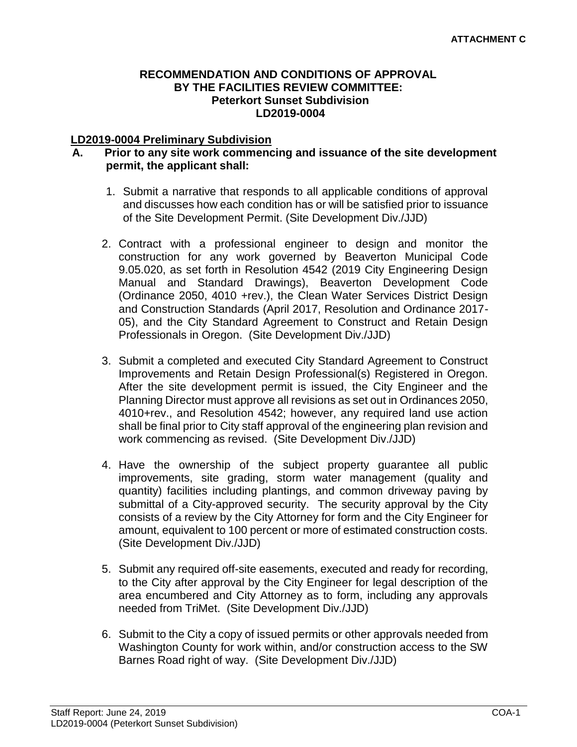ATTACHMENT C

**RECOMMENDATION AND CONDITIONS OF APPROVAL BY THE FACILITIES REVIEW COMMITTEE: Peterkort Sunset Subdivision LD2019-0004**

## LD2019-0004 Preliminary Subdivision

**A. Prior to any site work commencing and issuance of the site development permit, the applicant shall:**

1. Submit a narrative that responds to all applicable conditions of approval and discusses how each condition has or will be satisfied prior to issuance of the Site Development Permit. (Site Development Div./JJD)

2. Contract with a professional engineer to design and monitor the construction for any work governed by Beaverton Municipal Code 9.05.020, as set forth in Resolution 4542 (2019 City Engineering Design Manual and Standard Drawings), Beaverton Development Code (Ordinance 2050, 4010 +rev.), the Clean Water Services District Design and Construction Standards (April 2017, Resolution and Ordinance 2017-05), and the City Standard Agreement to Construct and Retain Design Professionals in Oregon. (Site Development Div./JJD)

3. Submit a completed and executed City Standard Agreement to Construct Improvements and Retain Design Professional(s) Registered in Oregon. After the site development permit is issued, the City Engineer and the Planning Director must approve all revisions as set out in Ordinances 2050, 4010+rev., and Resolution 4542; however, any required land use action shall be final prior to City staff approval of the engineering plan revision and work commencing as revised. (Site Development Div./JJD)

4. Have the ownership of the subject property guarantee all public improvements, site grading, storm water management (quality and quantity) facilities including plantings, and common driveway paving by submittal of a City-approved security. The security approval by the City consists of a review by the City Attorney for form and the City Engineer for amount, equivalent to 100 percent or more of estimated construction costs. (Site Development Div./JJD)

5. Submit any required off-site easements, executed and ready for recording, to the City after approval by the City Engineer for legal description of the area encumbered and City Attorney as to form, including any approvals needed from TriMet. (Site Development Div./JJD)

6. Submit to the City a copy of issued permits or other approvals needed from Washington County for work within, and/or construction access to the SW Barnes Road right of way. (Site Development Div./JJD)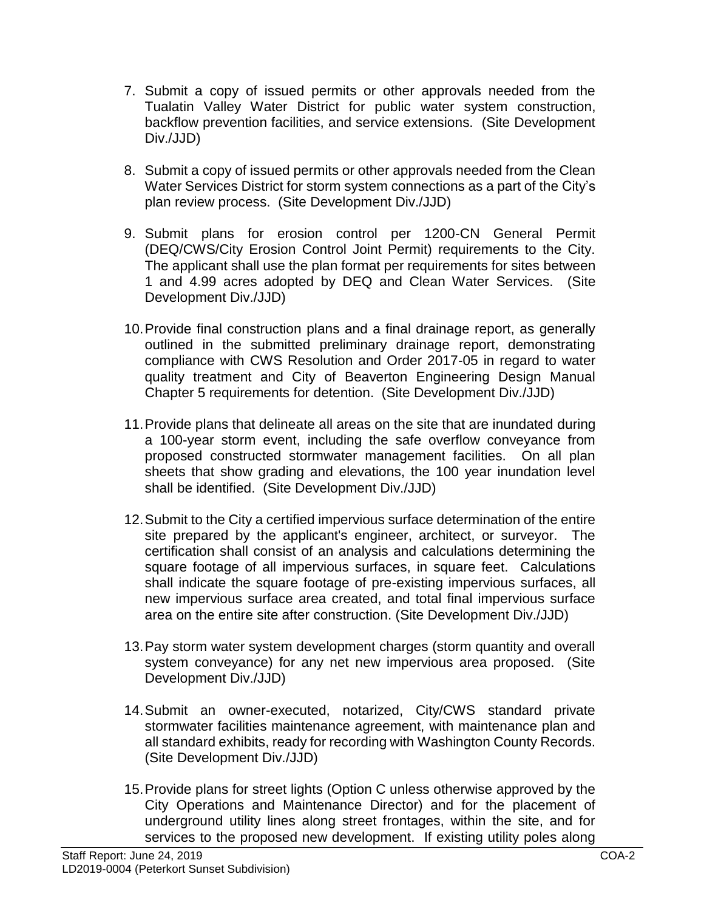7. Submit a copy of issued permits or other approvals needed from the Tualatin Valley Water District for public water system construction, backflow prevention facilities, and service extensions. (Site Development Div./JJD)

8. Submit a copy of issued permits or other approvals needed from the Clean Water Services District for storm system connections as a part of the City's plan review process. (Site Development Div./JJD)

9. Submit plans for erosion control per 1200-CN General Permit (DEQ/CWS/City Erosion Control Joint Permit) requirements to the City. The applicant shall use the plan format per requirements for sites between 1 and 4.99 acres adopted by DEQ and Clean Water Services. (Site Development Div./JJD)

10. Provide final construction plans and a final drainage report, as generally outlined in the submitted preliminary drainage report, demonstrating compliance with CWS Resolution and Order 2017-05 in regard to water quality treatment and City of Beaverton Engineering Design Manual Chapter 5 requirements for detention. (Site Development Div./JJD)

11. Provide plans that delineate all areas on the site that are inundated during a 100-year storm event, including the safe overflow conveyance from proposed constructed stormwater management facilities. On all plan sheets that show grading and elevations, the 100 year inundation level shall be identified. (Site Development Div./JJD)

12. Submit to the City a certified impervious surface determination of the entire site prepared by the applicant's engineer, architect, or surveyor. The certification shall consist of an analysis and calculations determining the square footage of all impervious surfaces, in square feet. Calculations shall indicate the square footage of pre-existing impervious surfaces, all new impervious surface area created, and total final impervious surface area on the entire site after construction. (Site Development Div./JJD)

13. Pay storm water system development charges (storm quantity and overall system conveyance) for any net new impervious area proposed. (Site Development Div./JJD)

14. Submit an owner-executed, notarized, City/CWS standard private stormwater facilities maintenance agreement, with maintenance plan and all standard exhibits, ready for recording with Washington County Records. (Site Development Div./JJD)

15. Provide plans for street lights (Option C unless otherwise approved by the City Operations and Maintenance Director) and for the placement of underground utility lines along street frontages, within the site, and for services to the proposed new development. If existing utility poles along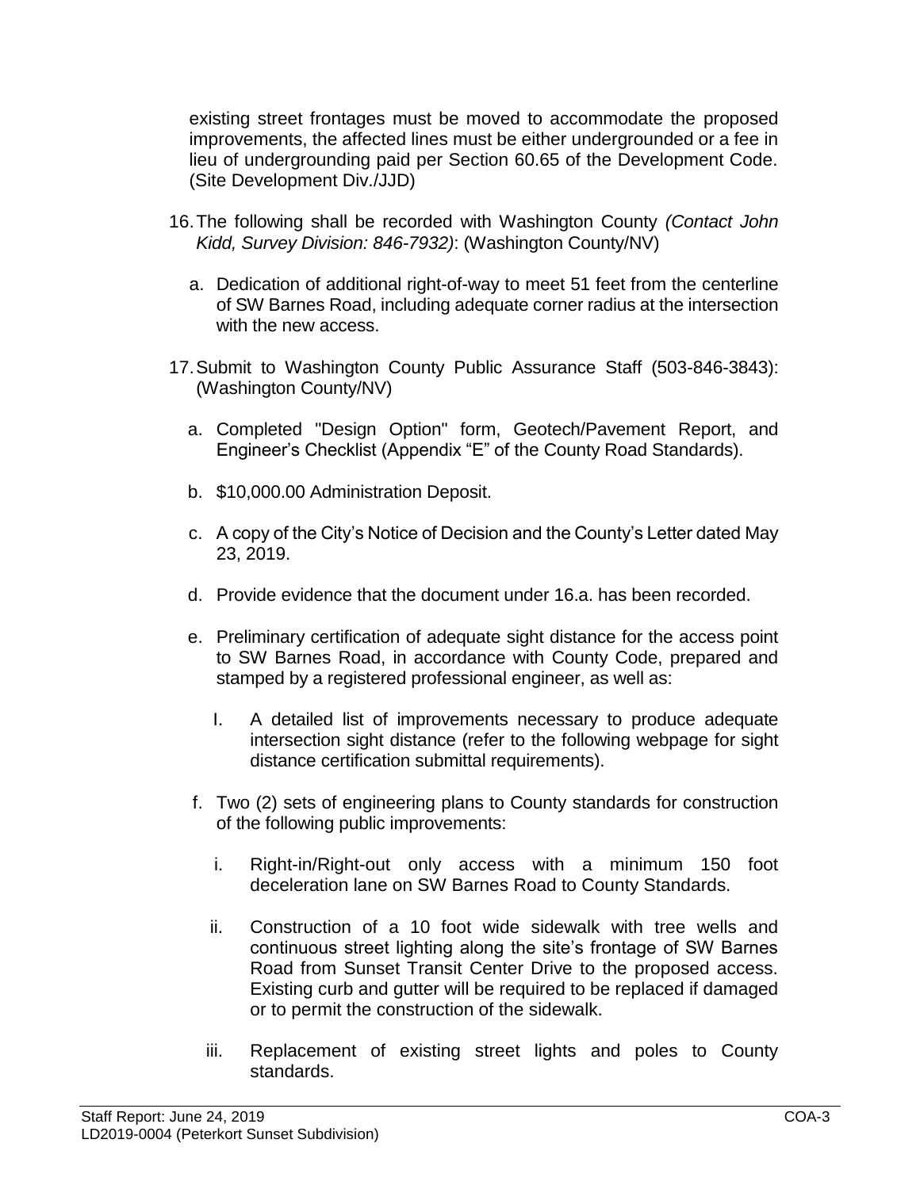existing street frontages must be moved to accommodate the proposed improvements, the affected lines must be either undergrounded or a fee in lieu of undergrounding paid per Section 60.65 of the Development Code. (Site Development Div./JJD)

16. The following shall be recorded with Washington County *(Contact John Kidd, Survey Division: 846-7932)*: (Washington County/NV)

    a. Dedication of additional right-of-way to meet 51 feet from the centerline of SW Barnes Road, including adequate corner radius at the intersection with the new access.

17. Submit to Washington County Public Assurance Staff (503-846-3843): (Washington County/NV)

    a. Completed "Design Option" form, Geotech/Pavement Report, and Engineer's Checklist (Appendix "E" of the County Road Standards).

    b. $10,000.00 Administration Deposit.

    c. A copy of the City's Notice of Decision and the County's Letter dated May 23, 2019.

    d. Provide evidence that the document under 16.a. has been recorded.

    e. Preliminary certification of adequate sight distance for the access point to SW Barnes Road, in accordance with County Code, prepared and stamped by a registered professional engineer, as well as:

        I. A detailed list of improvements necessary to produce adequate intersection sight distance (refer to the following webpage for sight distance certification submittal requirements).

    f. Two (2) sets of engineering plans to County standards for construction of the following public improvements:

        i. Right-in/Right-out only access with a minimum 150 foot deceleration lane on SW Barnes Road to County Standards.

        ii. Construction of a 10 foot wide sidewalk with tree wells and continuous street lighting along the site's frontage of SW Barnes Road from Sunset Transit Center Drive to the proposed access. Existing curb and gutter will be required to be replaced if damaged or to permit the construction of the sidewalk.

        iii. Replacement of existing street lights and poles to County standards.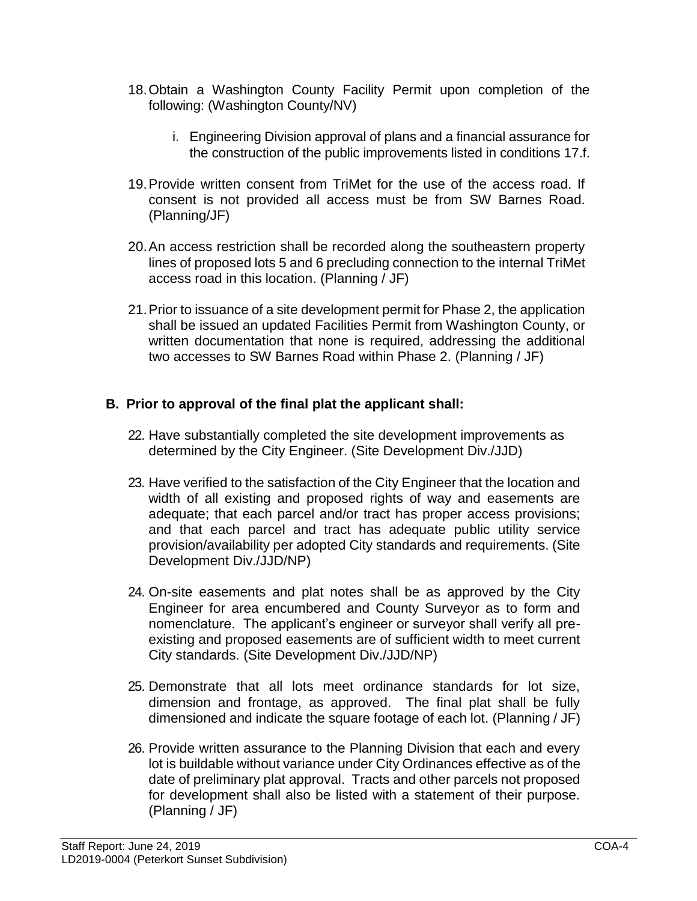18. Obtain a Washington County Facility Permit upon completion of the following: (Washington County/NV)

    i. Engineering Division approval of plans and a financial assurance for the construction of the public improvements listed in conditions 17.f.

19. Provide written consent from TriMet for the use of the access road. If consent is not provided all access must be from SW Barnes Road. (Planning/JF)

20. An access restriction shall be recorded along the southeastern property lines of proposed lots 5 and 6 precluding connection to the internal TriMet access road in this location. (Planning / JF)

21. Prior to issuance of a site development permit for Phase 2, the application shall be issued an updated Facilities Permit from Washington County, or written documentation that none is required, addressing the additional two accesses to SW Barnes Road within Phase 2. (Planning / JF)

## B. Prior to approval of the final plat the applicant shall:

22. Have substantially completed the site development improvements as determined by the City Engineer. (Site Development Div./JJD)

23. Have verified to the satisfaction of the City Engineer that the location and width of all existing and proposed rights of way and easements are adequate; that each parcel and/or tract has proper access provisions; and that each parcel and tract has adequate public utility service provision/availability per adopted City standards and requirements. (Site Development Div./JJD/NP)

24. On-site easements and plat notes shall be as approved by the City Engineer for area encumbered and County Surveyor as to form and nomenclature. The applicant's engineer or surveyor shall verify all pre-existing and proposed easements are of sufficient width to meet current City standards. (Site Development Div./JJD/NP)

25. Demonstrate that all lots meet ordinance standards for lot size, dimension and frontage, as approved. The final plat shall be fully dimensioned and indicate the square footage of each lot. (Planning / JF)

26. Provide written assurance to the Planning Division that each and every lot is buildable without variance under City Ordinances effective as of the date of preliminary plat approval. Tracts and other parcels not proposed for development shall also be listed with a statement of their purpose. (Planning / JF)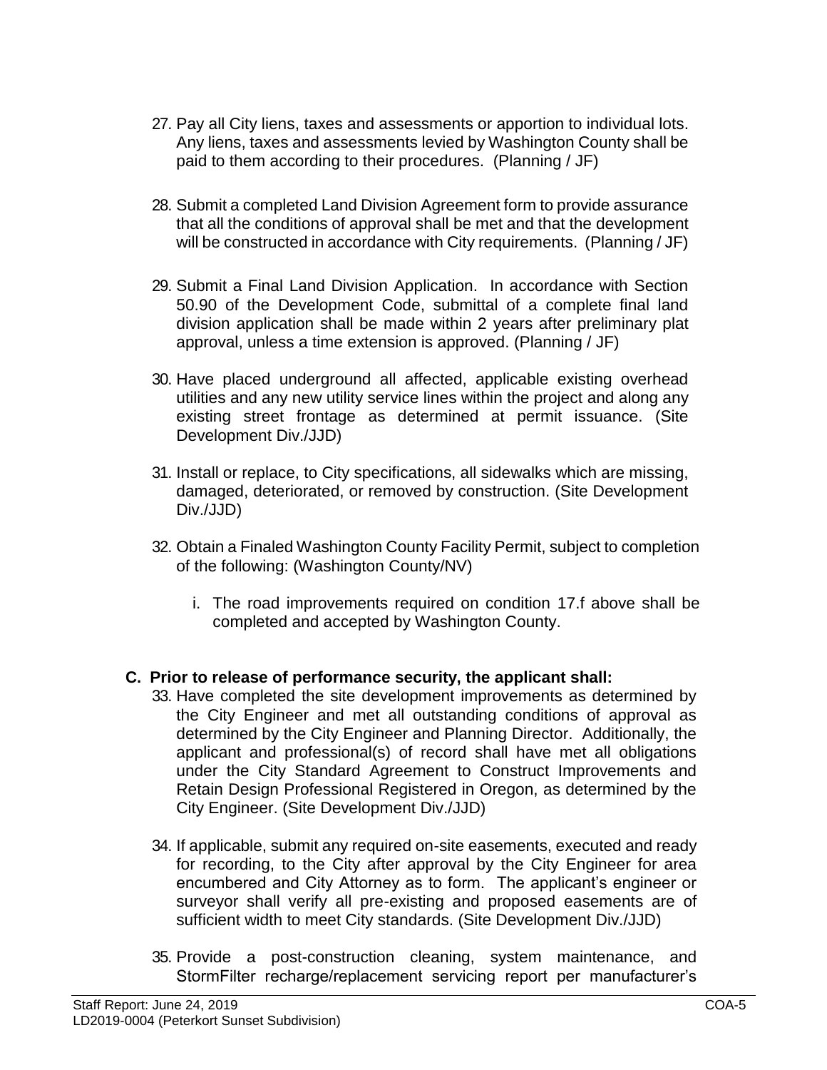27. Pay all City liens, taxes and assessments or apportion to individual lots. Any liens, taxes and assessments levied by Washington County shall be paid to them according to their procedures. (Planning / JF)

28. Submit a completed Land Division Agreement form to provide assurance that all the conditions of approval shall be met and that the development will be constructed in accordance with City requirements. (Planning / JF)

29. Submit a Final Land Division Application. In accordance with Section 50.90 of the Development Code, submittal of a complete final land division application shall be made within 2 years after preliminary plat approval, unless a time extension is approved. (Planning / JF)

30. Have placed underground all affected, applicable existing overhead utilities and any new utility service lines within the project and along any existing street frontage as determined at permit issuance. (Site Development Div./JJD)

31. Install or replace, to City specifications, all sidewalks which are missing, damaged, deteriorated, or removed by construction. (Site Development Div./JJD)

32. Obtain a Finaled Washington County Facility Permit, subject to completion of the following: (Washington County/NV)

    i. The road improvements required on condition 17.f above shall be completed and accepted by Washington County.

**C. Prior to release of performance security, the applicant shall:**

33. Have completed the site development improvements as determined by the City Engineer and met all outstanding conditions of approval as determined by the City Engineer and Planning Director. Additionally, the applicant and professional(s) of record shall have met all obligations under the City Standard Agreement to Construct Improvements and Retain Design Professional Registered in Oregon, as determined by the City Engineer. (Site Development Div./JJD)

34. If applicable, submit any required on-site easements, executed and ready for recording, to the City after approval by the City Engineer for area encumbered and City Attorney as to form. The applicant's engineer or surveyor shall verify all pre-existing and proposed easements are of sufficient width to meet City standards. (Site Development Div./JJD)

35. Provide a post-construction cleaning, system maintenance, and StormFilter recharge/replacement servicing report per manufacturer's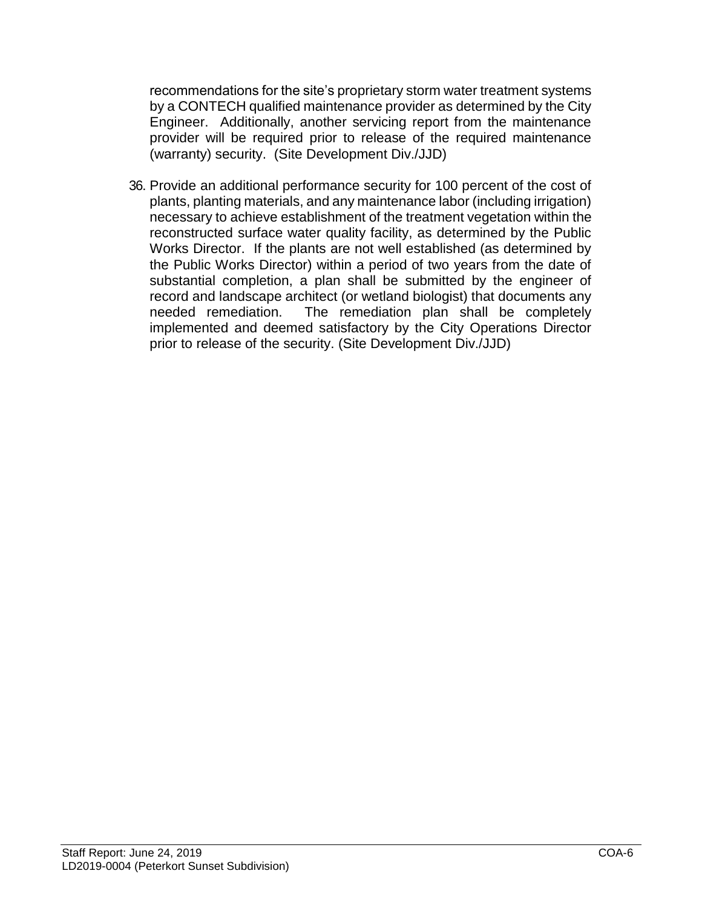recommendations for the site's proprietary storm water treatment systems by a CONTECH qualified maintenance provider as determined by the City Engineer. Additionally, another servicing report from the maintenance provider will be required prior to release of the required maintenance (warranty) security. (Site Development Div./JJD)

36. Provide an additional performance security for 100 percent of the cost of plants, planting materials, and any maintenance labor (including irrigation) necessary to achieve establishment of the treatment vegetation within the reconstructed surface water quality facility, as determined by the Public Works Director. If the plants are not well established (as determined by the Public Works Director) within a period of two years from the date of substantial completion, a plan shall be submitted by the engineer of record and landscape architect (or wetland biologist) that documents any needed remediation. The remediation plan shall be completely implemented and deemed satisfactory by the City Operations Director prior to release of the security. (Site Development Div./JJD)